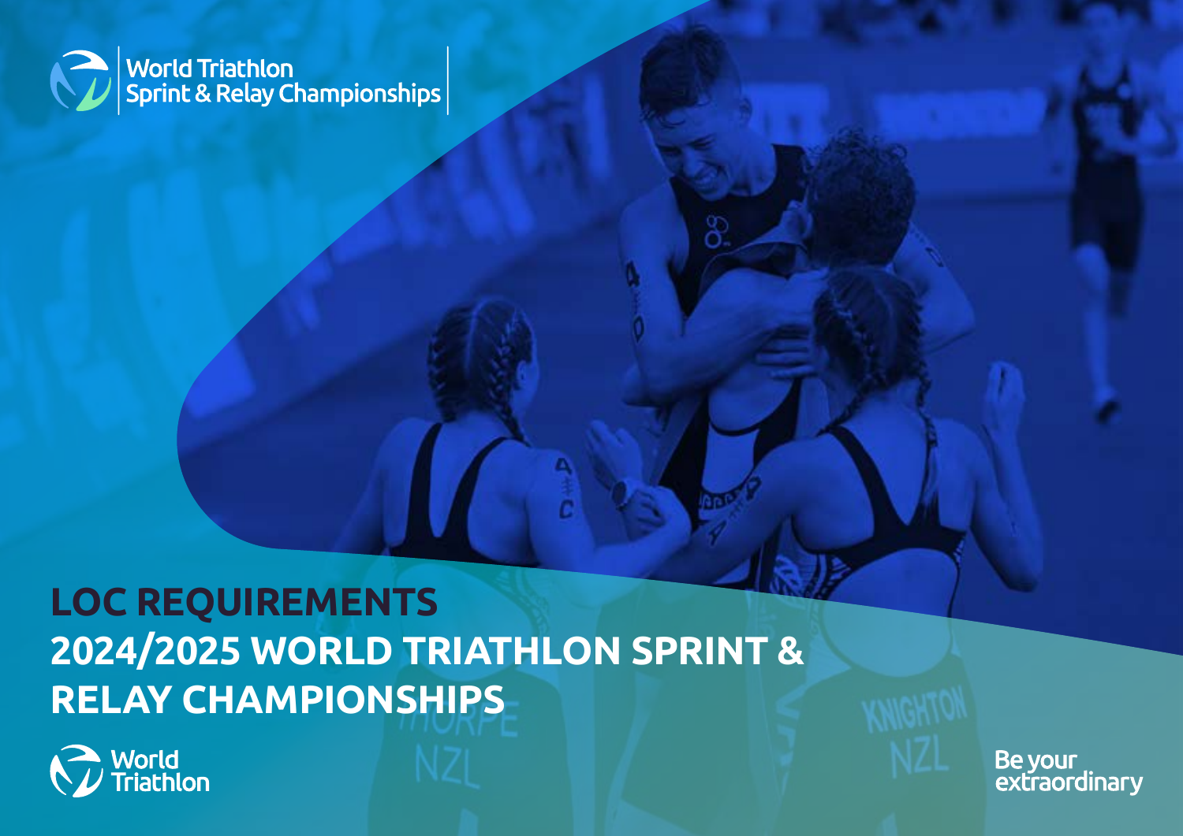World Triathlon
Sprint & Relay Championships

# LOC REQUIREMENTS
# 2024/2025 WORLD TRIATHLON SPRINT & RELAY CHAMPIONSHIPS

World Triathlon

Be your extraordinary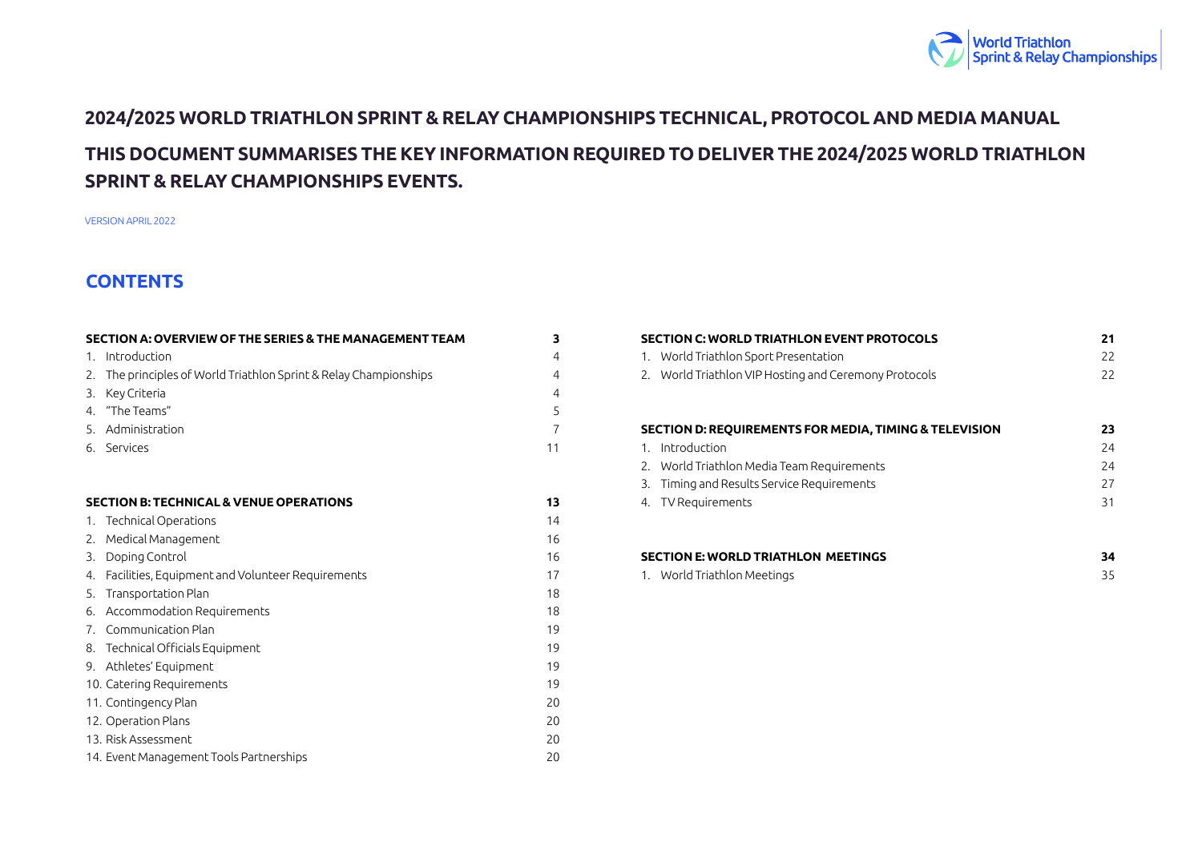# 2024/2025 WORLD TRIATHLON SPRINT & RELAY CHAMPIONSHIPS TECHNICAL, PROTOCOL AND MEDIA MANUAL

## THIS DOCUMENT SUMMARISES THE KEY INFORMATION REQUIRED TO DELIVER THE 2024/2025 WORLD TRIATHLON SPRINT & RELAY CHAMPIONSHIPS EVENTS.

VERSION APRIL 2022

## CONTENTS

| SECTION A: OVERVIEW OF THE SERIES & THE MANAGEMENT TEAM | 3 |
|---|---|
| 1. Introduction | 4 |
| 2. The principles of World Triathlon Sprint & Relay Championships | 4 |
| 3. Key Criteria | 4 |
| 4. "The Teams" | 5 |
| 5. Administration | 7 |
| 6. Services | 11 |

| SECTION B: TECHNICAL & VENUE OPERATIONS | 13 |
|---|---|
| 1. Technical Operations | 14 |
| 2. Medical Management | 16 |
| 3. Doping Control | 16 |
| 4. Facilities, Equipment and Volunteer Requirements | 17 |
| 5. Transportation Plan | 18 |
| 6. Accommodation Requirements | 18 |
| 7. Communication Plan | 19 |
| 8. Technical Officials Equipment | 19 |
| 9. Athletes' Equipment | 19 |
| 10. Catering Requirements | 19 |
| 11. Contingency Plan | 20 |
| 12. Operation Plans | 20 |
| 13. Risk Assessment | 20 |
| 14. Event Management Tools Partnerships | 20 |

| SECTION C: WORLD TRIATHLON EVENT PROTOCOLS | 21 |
|---|---|
| 1. World Triathlon Sport Presentation | 22 |
| 2. World Triathlon VIP Hosting and Ceremony Protocols | 22 |

| SECTION D: REQUIREMENTS FOR MEDIA, TIMING & TELEVISION | 23 |
|---|---|
| 1. Introduction | 24 |
| 2. World Triathlon Media Team Requirements | 24 |
| 3. Timing and Results Service Requirements | 27 |
| 4. TV Requirements | 31 |

| SECTION E: WORLD TRIATHLON MEETINGS | 34 |
|---|---|
| 1. World Triathlon Meetings | 35 |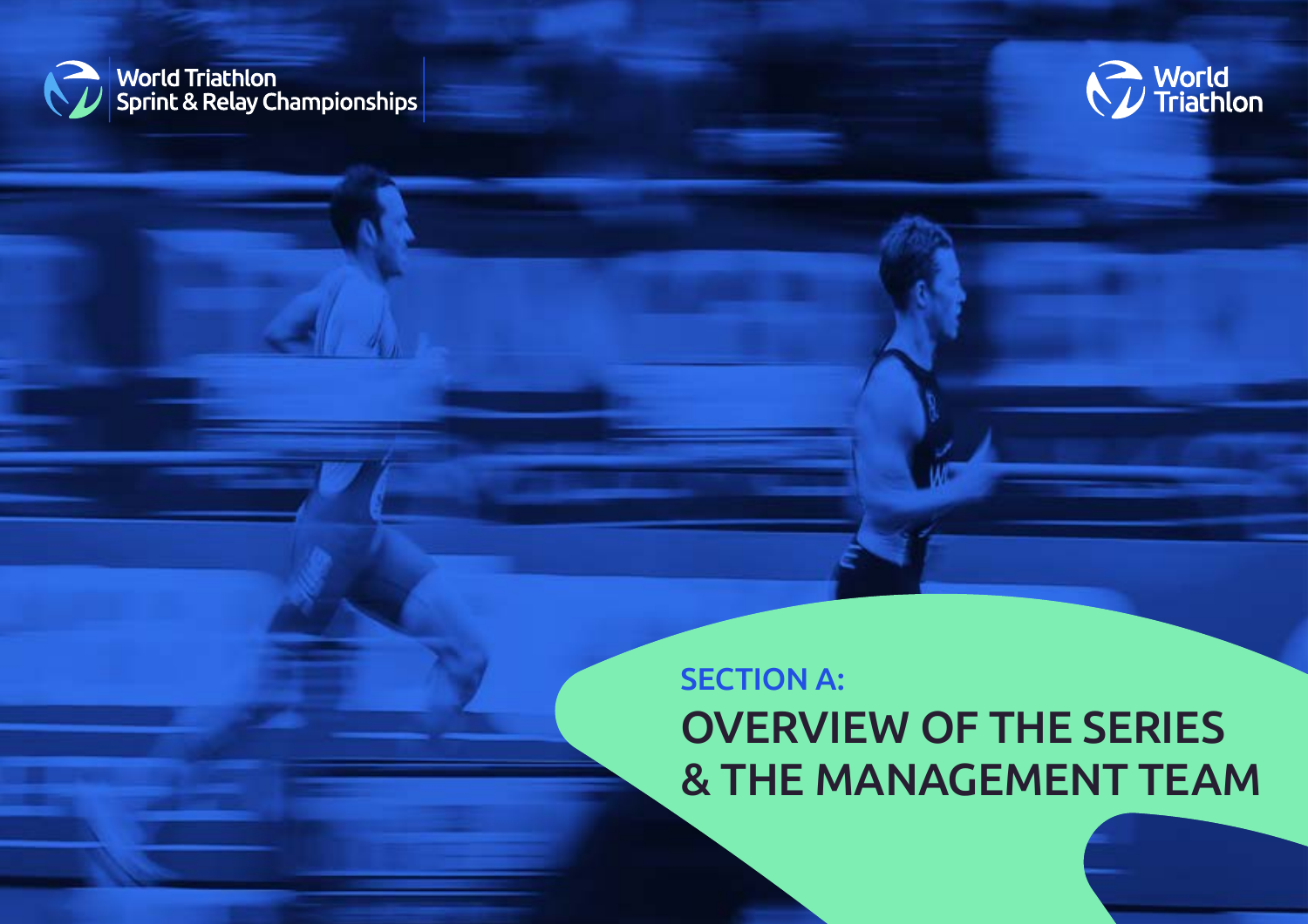World Triathlon Sprint & Relay Championships

World Triathlon

## SECTION A:

# OVERVIEW OF THE SERIES & THE MANAGEMENT TEAM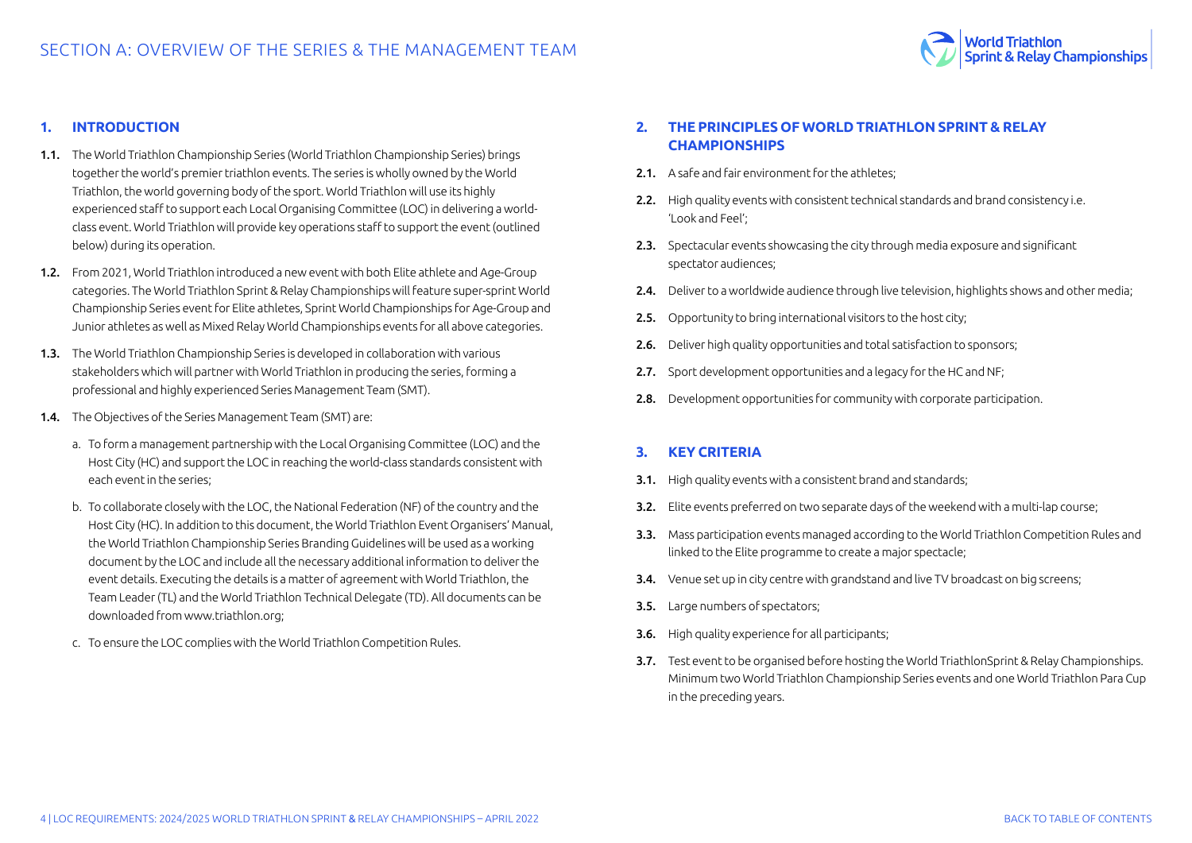# SECTION A: OVERVIEW OF THE SERIES & THE MANAGEMENT TEAM

## 1. INTRODUCTION

**1.1.** The World Triathlon Championship Series (World Triathlon Championship Series) brings together the world's premier triathlon events. The series is wholly owned by the World Triathlon, the world governing body of the sport. World Triathlon will use its highly experienced staff to support each Local Organising Committee (LOC) in delivering a world-class event. World Triathlon will provide key operations staff to support the event (outlined below) during its operation.

**1.2.** From 2021, World Triathlon introduced a new event with both Elite athlete and Age-Group categories. The World Triathlon Sprint & Relay Championships will feature super-sprint World Championship Series event for Elite athletes, Sprint World Championships for Age-Group and Junior athletes as well as Mixed Relay World Championships events for all above categories.

**1.3.** The World Triathlon Championship Series is developed in collaboration with various stakeholders which will partner with World Triathlon in producing the series, forming a professional and highly experienced Series Management Team (SMT).

**1.4.** The Objectives of the Series Management Team (SMT) are:

a. To form a management partnership with the Local Organising Committee (LOC) and the Host City (HC) and support the LOC in reaching the world-class standards consistent with each event in the series;

b. To collaborate closely with the LOC, the National Federation (NF) of the country and the Host City (HC). In addition to this document, the World Triathlon Event Organisers' Manual, the World Triathlon Championship Series Branding Guidelines will be used as a working document by the LOC and include all the necessary additional information to deliver the event details. Executing the details is a matter of agreement with World Triathlon, the Team Leader (TL) and the World Triathlon Technical Delegate (TD). All documents can be downloaded from www.triathlon.org;

c. To ensure the LOC complies with the World Triathlon Competition Rules.

## 2. THE PRINCIPLES OF WORLD TRIATHLON SPRINT & RELAY CHAMPIONSHIPS

**2.1.** A safe and fair environment for the athletes;

**2.2.** High quality events with consistent technical standards and brand consistency i.e. 'Look and Feel';

**2.3.** Spectacular events showcasing the city through media exposure and significant spectator audiences;

**2.4.** Deliver to a worldwide audience through live television, highlights shows and other media;

**2.5.** Opportunity to bring international visitors to the host city;

**2.6.** Deliver high quality opportunities and total satisfaction to sponsors;

**2.7.** Sport development opportunities and a legacy for the HC and NF;

**2.8.** Development opportunities for community with corporate participation.

## 3. KEY CRITERIA

**3.1.** High quality events with a consistent brand and standards;

**3.2.** Elite events preferred on two separate days of the weekend with a multi-lap course;

**3.3.** Mass participation events managed according to the World Triathlon Competition Rules and linked to the Elite programme to create a major spectacle;

**3.4.** Venue set up in city centre with grandstand and live TV broadcast on big screens;

**3.5.** Large numbers of spectators;

**3.6.** High quality experience for all participants;

**3.7.** Test event to be organised before hosting the World TriathlonSprint & Relay Championships. Minimum two World Triathlon Championship Series events and one World Triathlon Para Cup in the preceding years.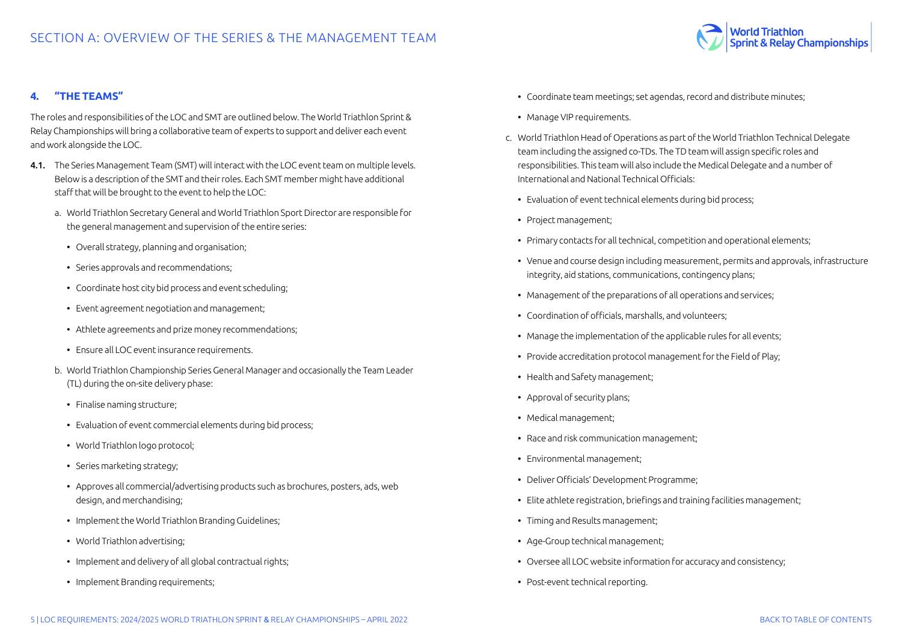## 4. "THE TEAMS"

The roles and responsibilities of the LOC and SMT are outlined below. The World Triathlon Sprint & Relay Championships will bring a collaborative team of experts to support and deliver each event and work alongside the LOC.

**4.1.** The Series Management Team (SMT) will interact with the LOC event team on multiple levels. Below is a description of the SMT and their roles. Each SMT member might have additional staff that will be brought to the event to help the LOC:

a. World Triathlon Secretary General and World Triathlon Sport Director are responsible for the general management and supervision of the entire series:

- Overall strategy, planning and organisation;
- Series approvals and recommendations;
- Coordinate host city bid process and event scheduling;
- Event agreement negotiation and management;
- Athlete agreements and prize money recommendations;
- Ensure all LOC event insurance requirements.

b. World Triathlon Championship Series General Manager and occasionally the Team Leader (TL) during the on-site delivery phase:

- Finalise naming structure;
- Evaluation of event commercial elements during bid process;
- World Triathlon logo protocol;
- Series marketing strategy;
- Approves all commercial/advertising products such as brochures, posters, ads, web design, and merchandising;
- Implement the World Triathlon Branding Guidelines;
- World Triathlon advertising;
- Implement and delivery of all global contractual rights;
- Implement Branding requirements;
- Coordinate team meetings; set agendas, record and distribute minutes;
- Manage VIP requirements.

c. World Triathlon Head of Operations as part of the World Triathlon Technical Delegate team including the assigned co-TDs. The TD team will assign specific roles and responsibilities. This team will also include the Medical Delegate and a number of International and National Technical Officials:

- Evaluation of event technical elements during bid process;
- Project management;
- Primary contacts for all technical, competition and operational elements;
- Venue and course design including measurement, permits and approvals, infrastructure integrity, aid stations, communications, contingency plans;
- Management of the preparations of all operations and services;
- Coordination of officials, marshalls, and volunteers;
- Manage the implementation of the applicable rules for all events;
- Provide accreditation protocol management for the Field of Play;
- Health and Safety management;
- Approval of security plans;
- Medical management;
- Race and risk communication management;
- Environmental management;
- Deliver Officials' Development Programme;
- Elite athlete registration, briefings and training facilities management;
- Timing and Results management;
- Age-Group technical management;
- Oversee all LOC website information for accuracy and consistency;
- Post-event technical reporting.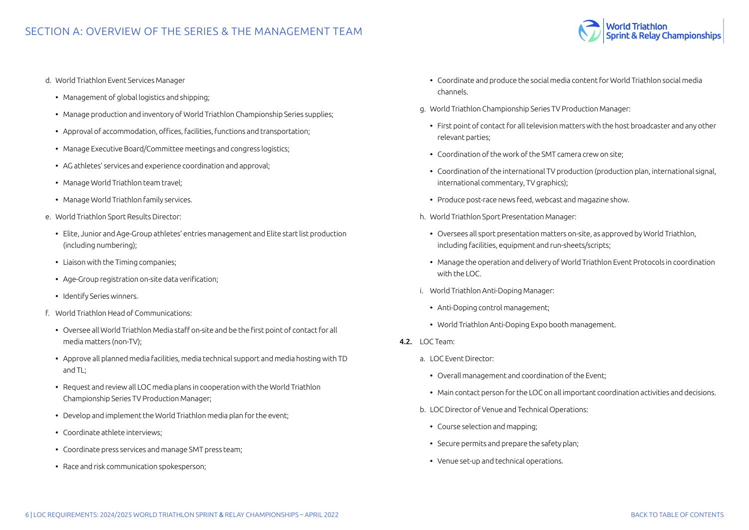d. World Triathlon Event Services Manager

- Management of global logistics and shipping;
- Manage production and inventory of World Triathlon Championship Series supplies;
- Approval of accommodation, offices, facilities, functions and transportation;
- Manage Executive Board/Committee meetings and congress logistics;
- AG athletes' services and experience coordination and approval;
- Manage World Triathlon team travel;
- Manage World Triathlon family services.

e. World Triathlon Sport Results Director:

- Elite, Junior and Age-Group athletes' entries management and Elite start list production (including numbering);
- Liaison with the Timing companies;
- Age-Group registration on-site data verification;
- Identify Series winners.

f. World Triathlon Head of Communications:

- Oversee all World Triathlon Media staff on-site and be the first point of contact for all media matters (non-TV);
- Approve all planned media facilities, media technical support and media hosting with TD and TL;
- Request and review all LOC media plans in cooperation with the World Triathlon Championship Series TV Production Manager;
- Develop and implement the World Triathlon media plan for the event;
- Coordinate athlete interviews;
- Coordinate press services and manage SMT press team;
- Race and risk communication spokesperson;
- Coordinate and produce the social media content for World Triathlon social media channels.

g. World Triathlon Championship Series TV Production Manager:

- First point of contact for all television matters with the host broadcaster and any other relevant parties;
- Coordination of the work of the SMT camera crew on site;
- Coordination of the international TV production (production plan, international signal, international commentary, TV graphics);
- Produce post-race news feed, webcast and magazine show.

h. World Triathlon Sport Presentation Manager:

- Oversees all sport presentation matters on-site, as approved by World Triathlon, including facilities, equipment and run-sheets/scripts;
- Manage the operation and delivery of World Triathlon Event Protocols in coordination with the LOC.

i. World Triathlon Anti-Doping Manager:

- Anti-Doping control management;
- World Triathlon Anti-Doping Expo booth management.

**4.2.** LOC Team:

a. LOC Event Director:

- Overall management and coordination of the Event;
- Main contact person for the LOC on all important coordination activities and decisions.

b. LOC Director of Venue and Technical Operations:

- Course selection and mapping;
- Secure permits and prepare the safety plan;
- Venue set-up and technical operations.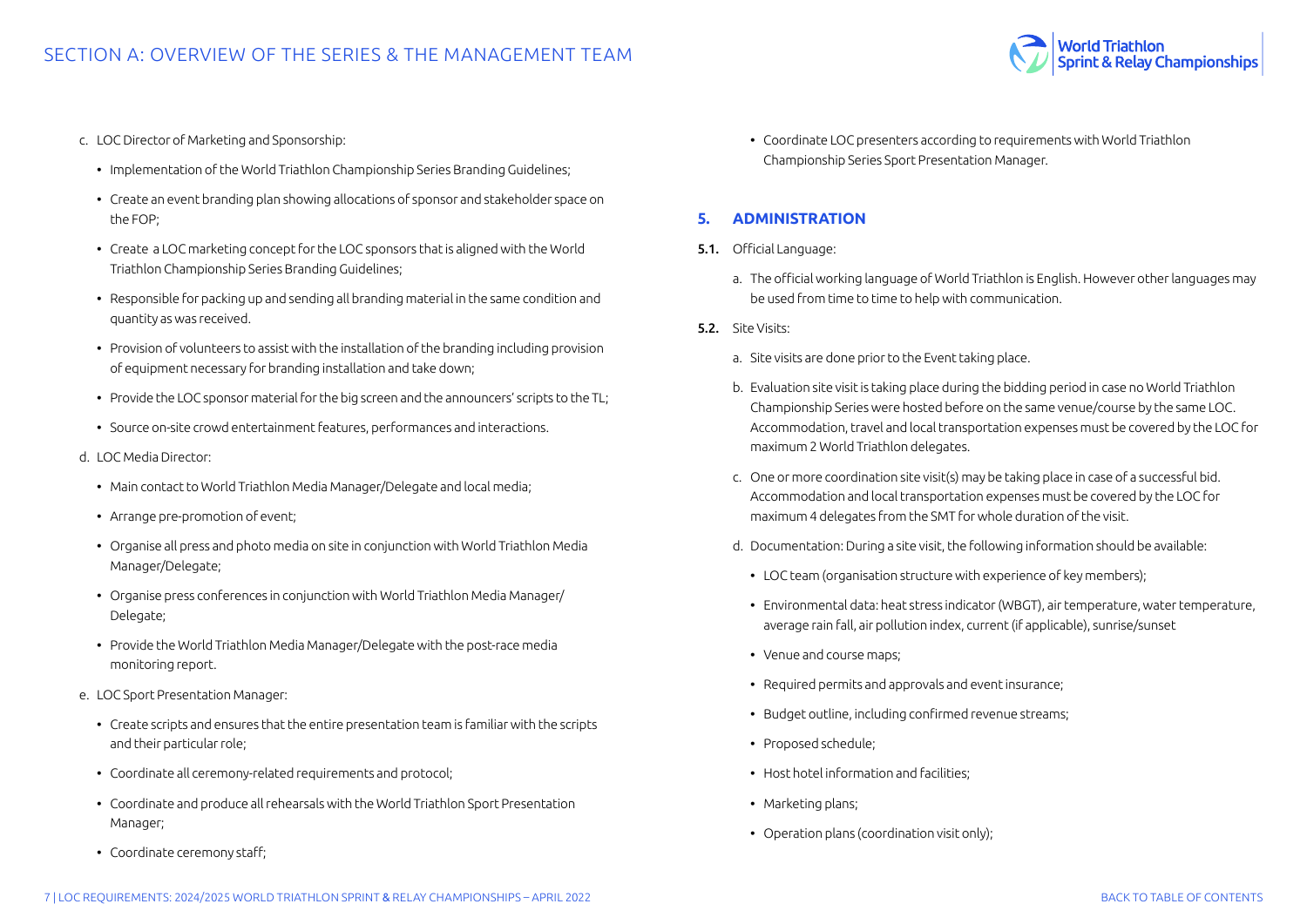c. LOC Director of Marketing and Sponsorship:

- Implementation of the World Triathlon Championship Series Branding Guidelines;
- Create an event branding plan showing allocations of sponsor and stakeholder space on the FOP;
- Create a LOC marketing concept for the LOC sponsors that is aligned with the World Triathlon Championship Series Branding Guidelines;
- Responsible for packing up and sending all branding material in the same condition and quantity as was received.
- Provision of volunteers to assist with the installation of the branding including provision of equipment necessary for branding installation and take down;
- Provide the LOC sponsor material for the big screen and the announcers' scripts to the TL;
- Source on-site crowd entertainment features, performances and interactions.

d. LOC Media Director:

- Main contact to World Triathlon Media Manager/Delegate and local media;
- Arrange pre-promotion of event;
- Organise all press and photo media on site in conjunction with World Triathlon Media Manager/Delegate;
- Organise press conferences in conjunction with World Triathlon Media Manager/Delegate;
- Provide the World Triathlon Media Manager/Delegate with the post-race media monitoring report.

e. LOC Sport Presentation Manager:

- Create scripts and ensures that the entire presentation team is familiar with the scripts and their particular role;
- Coordinate all ceremony-related requirements and protocol;
- Coordinate and produce all rehearsals with the World Triathlon Sport Presentation Manager;
- Coordinate ceremony staff;
- Coordinate LOC presenters according to requirements with World Triathlon Championship Series Sport Presentation Manager.

## 5. ADMINISTRATION

**5.1.** Official Language:

a. The official working language of World Triathlon is English. However other languages may be used from time to time to help with communication.

**5.2.** Site Visits:

a. Site visits are done prior to the Event taking place.

b. Evaluation site visit is taking place during the bidding period in case no World Triathlon Championship Series were hosted before on the same venue/course by the same LOC. Accommodation, travel and local transportation expenses must be covered by the LOC for maximum 2 World Triathlon delegates.

c. One or more coordination site visit(s) may be taking place in case of a successful bid. Accommodation and local transportation expenses must be covered by the LOC for maximum 4 delegates from the SMT for whole duration of the visit.

d. Documentation: During a site visit, the following information should be available:

- LOC team (organisation structure with experience of key members);
- Environmental data: heat stress indicator (WBGT), air temperature, water temperature, average rain fall, air pollution index, current (if applicable), sunrise/sunset
- Venue and course maps;
- Required permits and approvals and event insurance;
- Budget outline, including confirmed revenue streams;
- Proposed schedule;
- Host hotel information and facilities;
- Marketing plans;
- Operation plans (coordination visit only);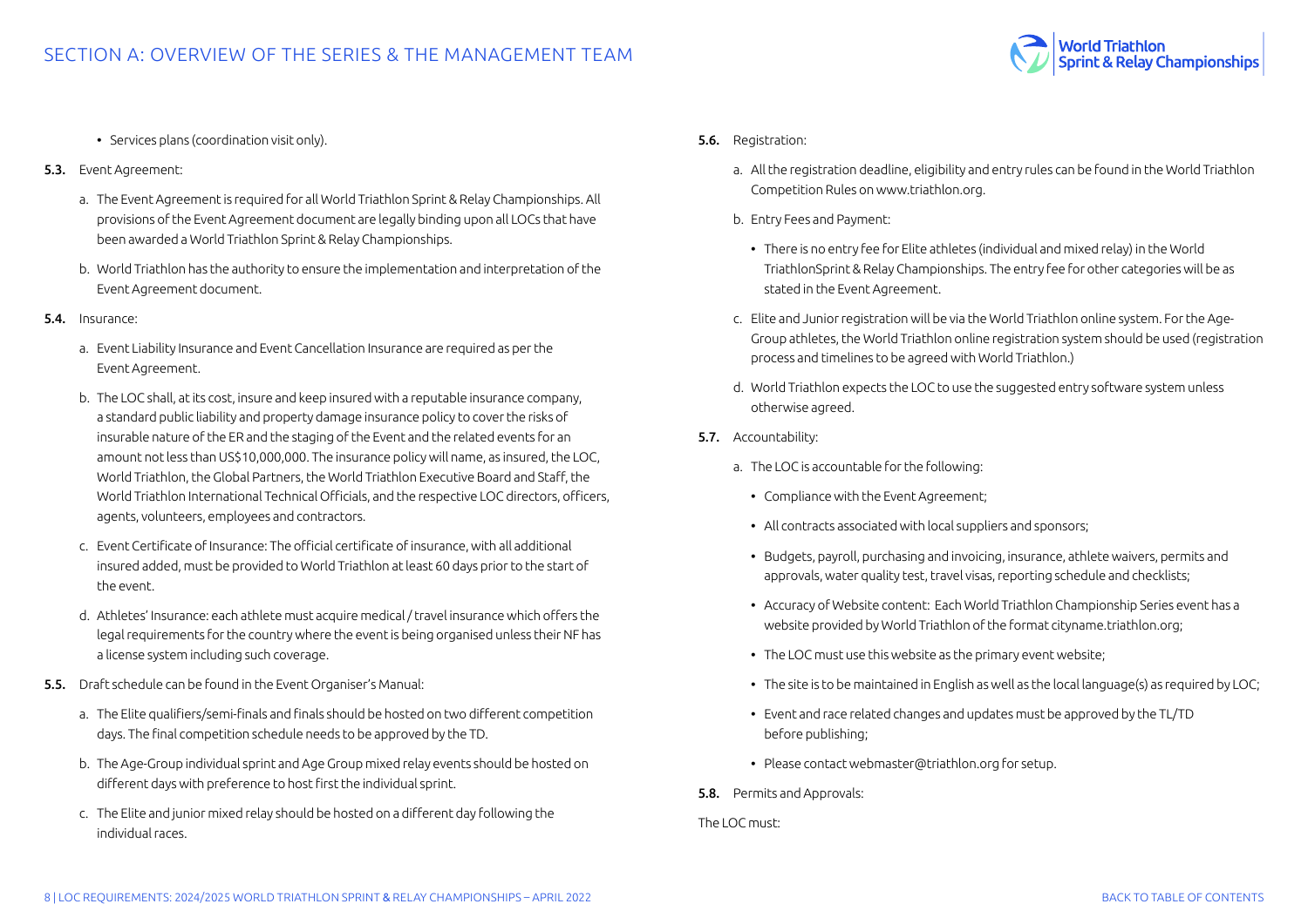- Services plans (coordination visit only).

**5.3.** Event Agreement:

a. The Event Agreement is required for all World Triathlon Sprint & Relay Championships. All provisions of the Event Agreement document are legally binding upon all LOCs that have been awarded a World Triathlon Sprint & Relay Championships.

b. World Triathlon has the authority to ensure the implementation and interpretation of the Event Agreement document.

**5.4.** Insurance:

a. Event Liability Insurance and Event Cancellation Insurance are required as per the Event Agreement.

b. The LOC shall, at its cost, insure and keep insured with a reputable insurance company, a standard public liability and property damage insurance policy to cover the risks of insurable nature of the ER and the staging of the Event and the related events for an amount not less than US$10,000,000. The insurance policy will name, as insured, the LOC, World Triathlon, the Global Partners, the World Triathlon Executive Board and Staff, the World Triathlon International Technical Officials, and the respective LOC directors, officers, agents, volunteers, employees and contractors.

c. Event Certificate of Insurance: The official certificate of insurance, with all additional insured added, must be provided to World Triathlon at least 60 days prior to the start of the event.

d. Athletes' Insurance: each athlete must acquire medical / travel insurance which offers the legal requirements for the country where the event is being organised unless their NF has a license system including such coverage.

**5.5.** Draft schedule can be found in the Event Organiser's Manual:

a. The Elite qualifiers/semi-finals and finals should be hosted on two different competition days. The final competition schedule needs to be approved by the TD.

b. The Age-Group individual sprint and Age Group mixed relay events should be hosted on different days with preference to host first the individual sprint.

c. The Elite and junior mixed relay should be hosted on a different day following the individual races.

**5.6.** Registration:

a. All the registration deadline, eligibility and entry rules can be found in the World Triathlon Competition Rules on www.triathlon.org.

b. Entry Fees and Payment:

- There is no entry fee for Elite athletes (individual and mixed relay) in the World TriathlonSprint & Relay Championships. The entry fee for other categories will be as stated in the Event Agreement.

c. Elite and Junior registration will be via the World Triathlon online system. For the Age-Group athletes, the World Triathlon online registration system should be used (registration process and timelines to be agreed with World Triathlon.)

d. World Triathlon expects the LOC to use the suggested entry software system unless otherwise agreed.

**5.7.** Accountability:

a. The LOC is accountable for the following:

- Compliance with the Event Agreement;
- All contracts associated with local suppliers and sponsors;
- Budgets, payroll, purchasing and invoicing, insurance, athlete waivers, permits and approvals, water quality test, travel visas, reporting schedule and checklists;
- Accuracy of Website content: Each World Triathlon Championship Series event has a website provided by World Triathlon of the format cityname.triathlon.org;
- The LOC must use this website as the primary event website;
- The site is to be maintained in English as well as the local language(s) as required by LOC;
- Event and race related changes and updates must be approved by the TL/TD before publishing;
- Please contact webmaster@triathlon.org for setup.

**5.8.** Permits and Approvals:

The LOC must: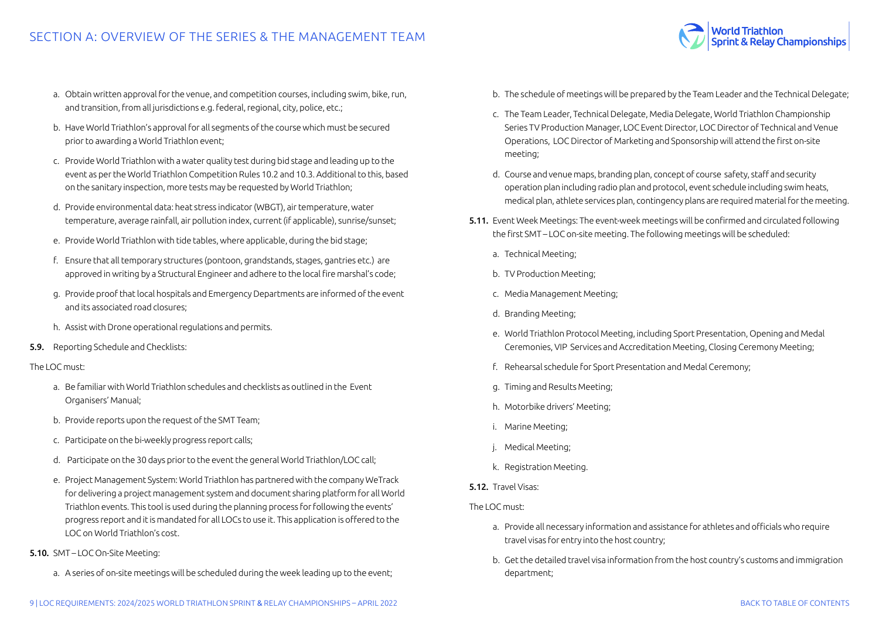a. Obtain written approval for the venue, and competition courses, including swim, bike, run, and transition, from all jurisdictions e.g. federal, regional, city, police, etc.;

b. Have World Triathlon's approval for all segments of the course which must be secured prior to awarding a World Triathlon event;

c. Provide World Triathlon with a water quality test during bid stage and leading up to the event as per the World Triathlon Competition Rules 10.2 and 10.3. Additional to this, based on the sanitary inspection, more tests may be requested by World Triathlon;

d. Provide environmental data: heat stress indicator (WBGT), air temperature, water temperature, average rainfall, air pollution index, current (if applicable), sunrise/sunset;

e. Provide World Triathlon with tide tables, where applicable, during the bid stage;

f. Ensure that all temporary structures (pontoon, grandstands, stages, gantries etc.) are approved in writing by a Structural Engineer and adhere to the local fire marshal's code;

g. Provide proof that local hospitals and Emergency Departments are informed of the event and its associated road closures;

h. Assist with Drone operational regulations and permits.

**5.9.** Reporting Schedule and Checklists:

The LOC must:

a. Be familiar with World Triathlon schedules and checklists as outlined in the Event Organisers' Manual;

b. Provide reports upon the request of the SMT Team;

c. Participate on the bi-weekly progress report calls;

d. Participate on the 30 days prior to the event the general World Triathlon/LOC call;

e. Project Management System: World Triathlon has partnered with the company WeTrack for delivering a project management system and document sharing platform for all World Triathlon events. This tool is used during the planning process for following the events' progress report and it is mandated for all LOCs to use it. This application is offered to the LOC on World Triathlon's cost.

**5.10.** SMT – LOC On-Site Meeting:

a. A series of on-site meetings will be scheduled during the week leading up to the event;

b. The schedule of meetings will be prepared by the Team Leader and the Technical Delegate;

c. The Team Leader, Technical Delegate, Media Delegate, World Triathlon Championship Series TV Production Manager, LOC Event Director, LOC Director of Technical and Venue Operations, LOC Director of Marketing and Sponsorship will attend the first on-site meeting;

d. Course and venue maps, branding plan, concept of course safety, staff and security operation plan including radio plan and protocol, event schedule including swim heats, medical plan, athlete services plan, contingency plans are required material for the meeting.

**5.11.** Event Week Meetings: The event-week meetings will be confirmed and circulated following the first SMT – LOC on-site meeting. The following meetings will be scheduled:

a. Technical Meeting;

b. TV Production Meeting;

c. Media Management Meeting;

d. Branding Meeting;

e. World Triathlon Protocol Meeting, including Sport Presentation, Opening and Medal Ceremonies, VIP Services and Accreditation Meeting, Closing Ceremony Meeting;

f. Rehearsal schedule for Sport Presentation and Medal Ceremony;

g. Timing and Results Meeting;

h. Motorbike drivers' Meeting;

i. Marine Meeting;

j. Medical Meeting;

k. Registration Meeting.

**5.12.** Travel Visas:

The LOC must:

a. Provide all necessary information and assistance for athletes and officials who require travel visas for entry into the host country;

b. Get the detailed travel visa information from the host country's customs and immigration department;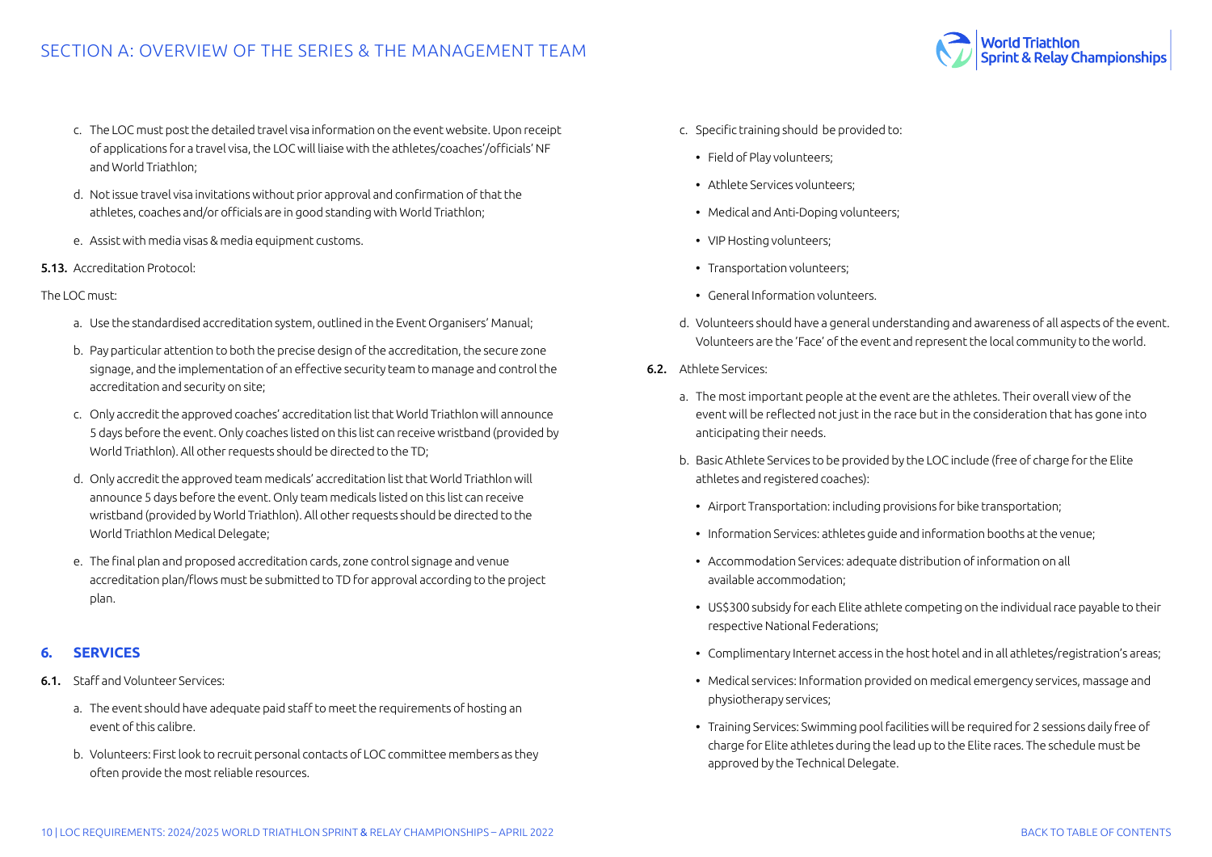c. The LOC must post the detailed travel visa information on the event website. Upon receipt of applications for a travel visa, the LOC will liaise with the athletes/coaches'/officials' NF and World Triathlon;

d. Not issue travel visa invitations without prior approval and confirmation of that the athletes, coaches and/or officials are in good standing with World Triathlon;

e. Assist with media visas & media equipment customs.

**5.13.** Accreditation Protocol:

The LOC must:

a. Use the standardised accreditation system, outlined in the Event Organisers' Manual;

b. Pay particular attention to both the precise design of the accreditation, the secure zone signage, and the implementation of an effective security team to manage and control the accreditation and security on site;

c. Only accredit the approved coaches' accreditation list that World Triathlon will announce 5 days before the event. Only coaches listed on this list can receive wristband (provided by World Triathlon). All other requests should be directed to the TD;

d. Only accredit the approved team medicals' accreditation list that World Triathlon will announce 5 days before the event. Only team medicals listed on this list can receive wristband (provided by World Triathlon). All other requests should be directed to the World Triathlon Medical Delegate;

e. The final plan and proposed accreditation cards, zone control signage and venue accreditation plan/flows must be submitted to TD for approval according to the project plan.

## 6. SERVICES

**6.1.** Staff and Volunteer Services:

a. The event should have adequate paid staff to meet the requirements of hosting an event of this calibre.

b. Volunteers: First look to recruit personal contacts of LOC committee members as they often provide the most reliable resources.

c. Specific training should be provided to:

- Field of Play volunteers;
- Athlete Services volunteers;
- Medical and Anti-Doping volunteers;
- VIP Hosting volunteers;
- Transportation volunteers;
- General Information volunteers.

d. Volunteers should have a general understanding and awareness of all aspects of the event. Volunteers are the 'Face' of the event and represent the local community to the world.

**6.2.** Athlete Services:

a. The most important people at the event are the athletes. Their overall view of the event will be reflected not just in the race but in the consideration that has gone into anticipating their needs.

b. Basic Athlete Services to be provided by the LOC include (free of charge for the Elite athletes and registered coaches):

- Airport Transportation: including provisions for bike transportation;
- Information Services: athletes guide and information booths at the venue;
- Accommodation Services: adequate distribution of information on all available accommodation;
- US$300 subsidy for each Elite athlete competing on the individual race payable to their respective National Federations;
- Complimentary Internet access in the host hotel and in all athletes/registration's areas;
- Medical services: Information provided on medical emergency services, massage and physiotherapy services;
- Training Services: Swimming pool facilities will be required for 2 sessions daily free of charge for Elite athletes during the lead up to the Elite races. The schedule must be approved by the Technical Delegate.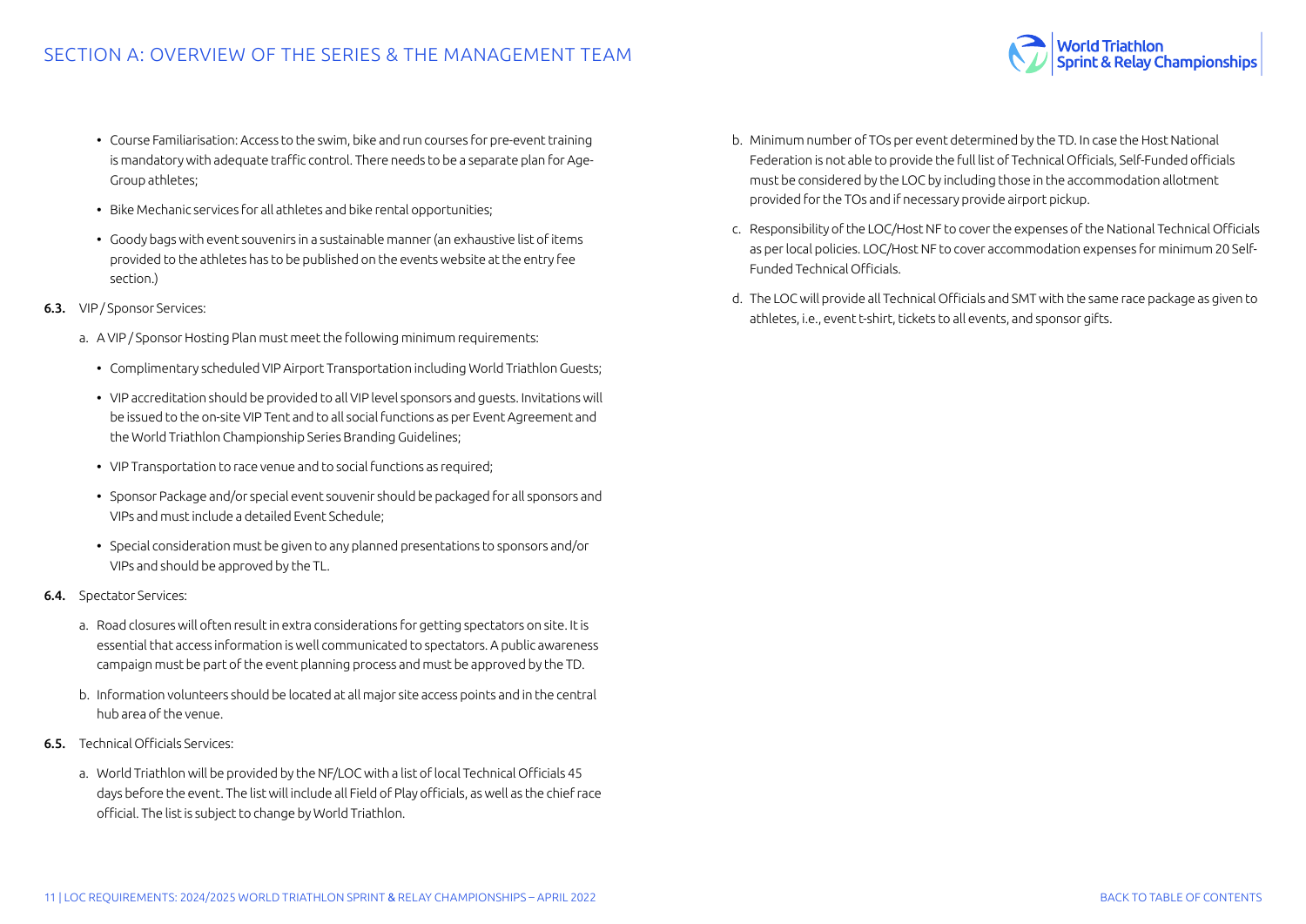- Course Familiarisation: Access to the swim, bike and run courses for pre-event training is mandatory with adequate traffic control. There needs to be a separate plan for Age-Group athletes;
- Bike Mechanic services for all athletes and bike rental opportunities;
- Goody bags with event souvenirs in a sustainable manner (an exhaustive list of items provided to the athletes has to be published on the events website at the entry fee section.)

**6.3.** VIP / Sponsor Services:

a. A VIP / Sponsor Hosting Plan must meet the following minimum requirements:

- Complimentary scheduled VIP Airport Transportation including World Triathlon Guests;
- VIP accreditation should be provided to all VIP level sponsors and guests. Invitations will be issued to the on-site VIP Tent and to all social functions as per Event Agreement and the World Triathlon Championship Series Branding Guidelines;
- VIP Transportation to race venue and to social functions as required;
- Sponsor Package and/or special event souvenir should be packaged for all sponsors and VIPs and must include a detailed Event Schedule;
- Special consideration must be given to any planned presentations to sponsors and/or VIPs and should be approved by the TL.

**6.4.** Spectator Services:

a. Road closures will often result in extra considerations for getting spectators on site. It is essential that access information is well communicated to spectators. A public awareness campaign must be part of the event planning process and must be approved by the TD.

b. Information volunteers should be located at all major site access points and in the central hub area of the venue.

**6.5.** Technical Officials Services:

a. World Triathlon will be provided by the NF/LOC with a list of local Technical Officials 45 days before the event. The list will include all Field of Play officials, as well as the chief race official. The list is subject to change by World Triathlon.

b. Minimum number of TOs per event determined by the TD. In case the Host National Federation is not able to provide the full list of Technical Officials, Self-Funded officials must be considered by the LOC by including those in the accommodation allotment provided for the TOs and if necessary provide airport pickup.

c. Responsibility of the LOC/Host NF to cover the expenses of the National Technical Officials as per local policies. LOC/Host NF to cover accommodation expenses for minimum 20 Self-Funded Technical Officials.

d. The LOC will provide all Technical Officials and SMT with the same race package as given to athletes, i.e., event t-shirt, tickets to all events, and sponsor gifts.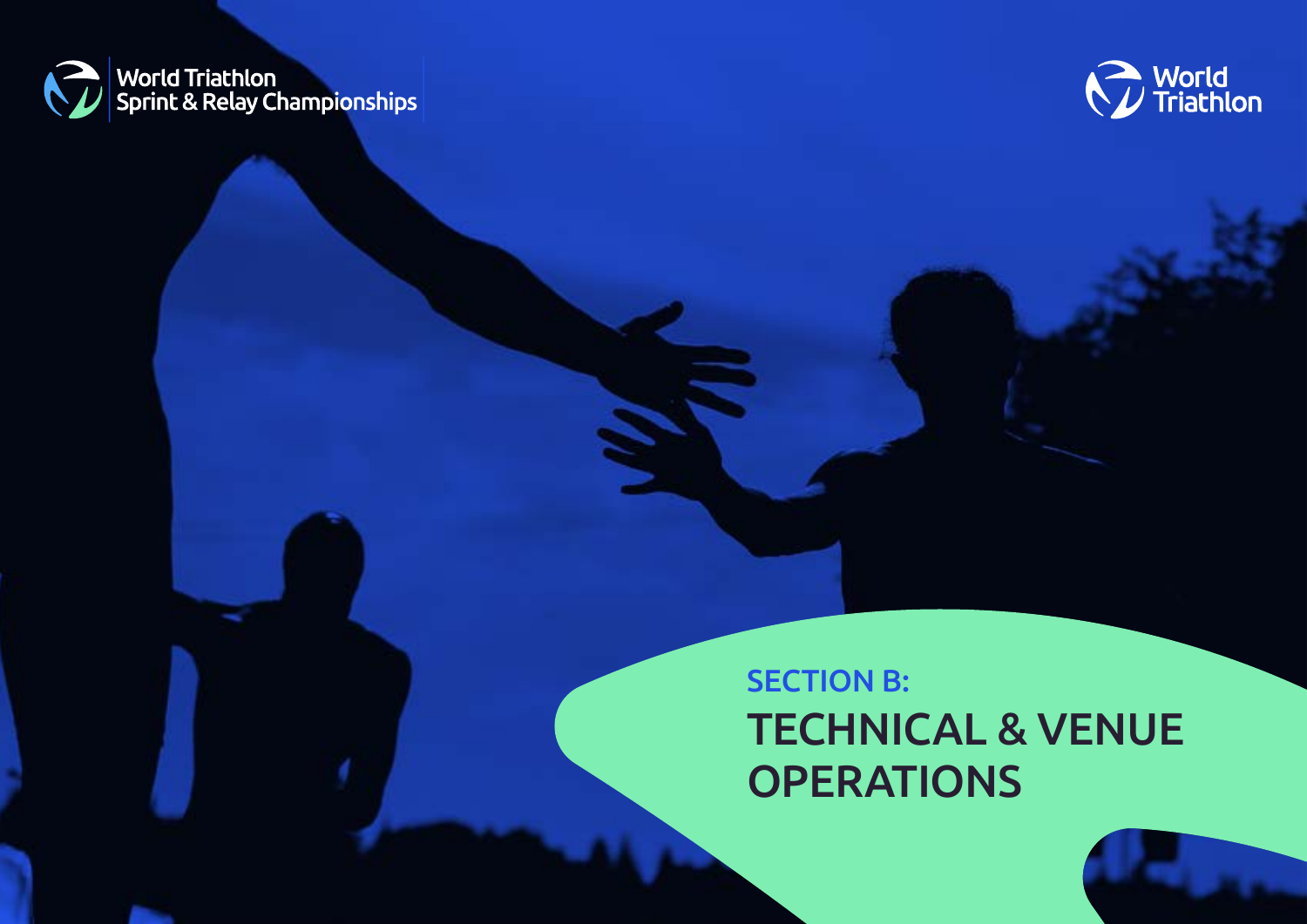World Triathlon Sprint & Relay Championships

World Triathlon

# SECTION B: TECHNICAL & VENUE OPERATIONS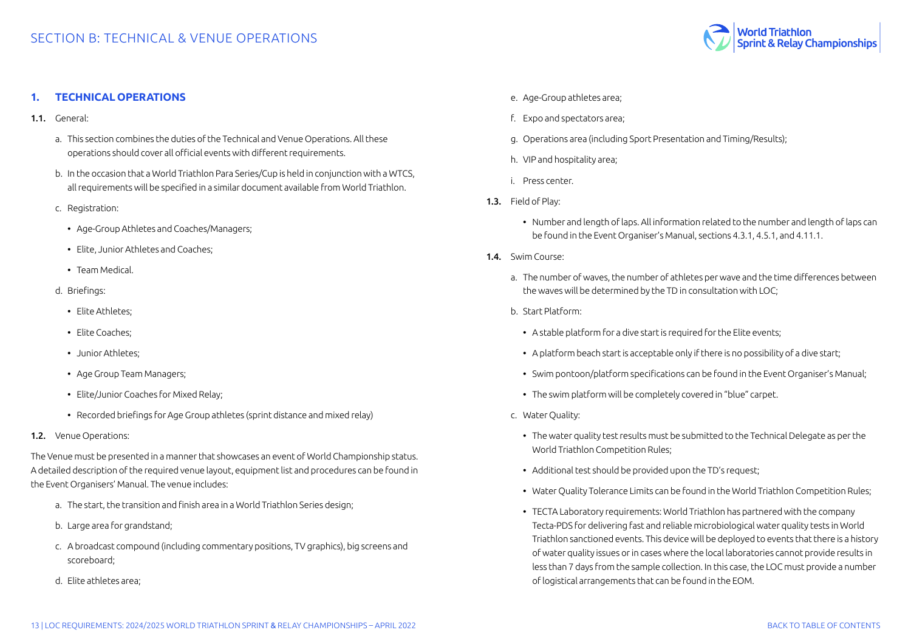# SECTION B: TECHNICAL & VENUE OPERATIONS

## 1. TECHNICAL OPERATIONS

**1.1.** General:

a. This section combines the duties of the Technical and Venue Operations. All these operations should cover all official events with different requirements.

b. In the occasion that a World Triathlon Para Series/Cup is held in conjunction with a WTCS, all requirements will be specified in a similar document available from World Triathlon.

c. Registration:

- Age-Group Athletes and Coaches/Managers;
- Elite, Junior Athletes and Coaches;
- Team Medical.

d. Briefings:

- Elite Athletes;
- Elite Coaches;
- Junior Athletes;
- Age Group Team Managers;
- Elite/Junior Coaches for Mixed Relay;
- Recorded briefings for Age Group athletes (sprint distance and mixed relay)

**1.2.** Venue Operations:

The Venue must be presented in a manner that showcases an event of World Championship status. A detailed description of the required venue layout, equipment list and procedures can be found in the Event Organisers' Manual. The venue includes:

a. The start, the transition and finish area in a World Triathlon Series design;

b. Large area for grandstand;

c. A broadcast compound (including commentary positions, TV graphics), big screens and scoreboard;

d. Elite athletes area;

e. Age-Group athletes area;

f. Expo and spectators area;

g. Operations area (including Sport Presentation and Timing/Results);

h. VIP and hospitality area;

i. Press center.

**1.3.** Field of Play:

- Number and length of laps. All information related to the number and length of laps can be found in the Event Organiser's Manual, sections 4.3.1, 4.5.1, and 4.11.1.

**1.4.** Swim Course:

a. The number of waves, the number of athletes per wave and the time differences between the waves will be determined by the TD in consultation with LOC;

b. Start Platform:

- A stable platform for a dive start is required for the Elite events;
- A platform beach start is acceptable only if there is no possibility of a dive start;
- Swim pontoon/platform specifications can be found in the Event Organiser's Manual;
- The swim platform will be completely covered in "blue" carpet.

c. Water Quality:

- The water quality test results must be submitted to the Technical Delegate as per the World Triathlon Competition Rules;
- Additional test should be provided upon the TD's request;
- Water Quality Tolerance Limits can be found in the World Triathlon Competition Rules;
- TECTA Laboratory requirements: World Triathlon has partnered with the company Tecta-PDS for delivering fast and reliable microbiological water quality tests in World Triathlon sanctioned events. This device will be deployed to events that there is a history of water quality issues or in cases where the local laboratories cannot provide results in less than 7 days from the sample collection. In this case, the LOC must provide a number of logistical arrangements that can be found in the EOM.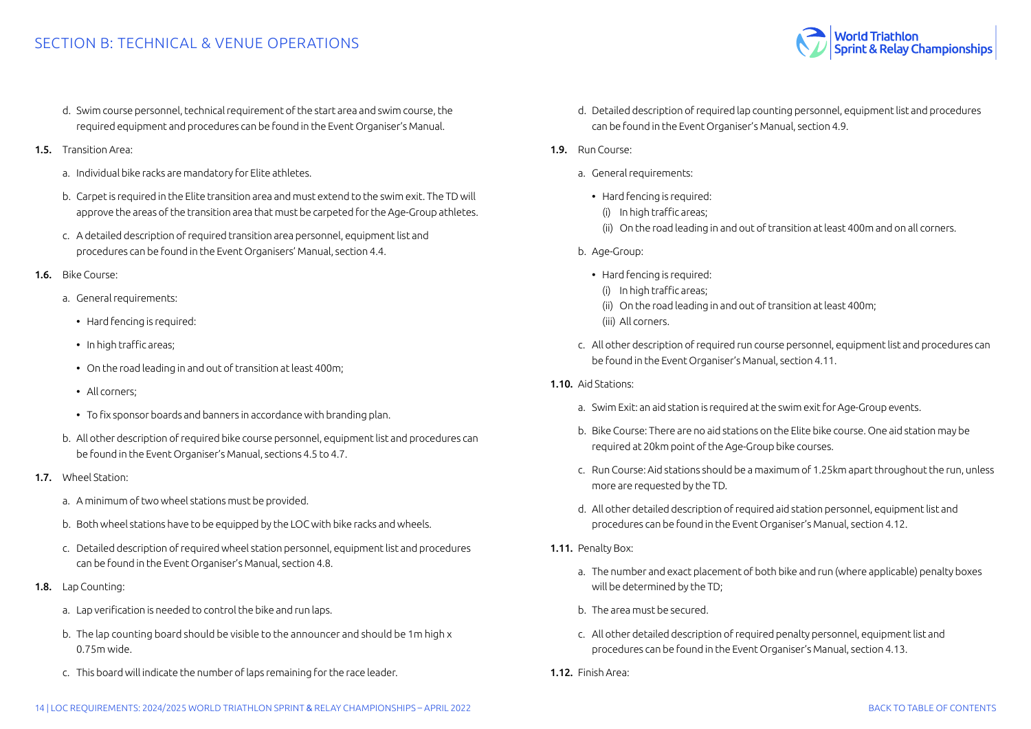d. Swim course personnel, technical requirement of the start area and swim course, the required equipment and procedures can be found in the Event Organiser's Manual.

**1.5.** Transition Area:

a. Individual bike racks are mandatory for Elite athletes.

b. Carpet is required in the Elite transition area and must extend to the swim exit. The TD will approve the areas of the transition area that must be carpeted for the Age-Group athletes.

c. A detailed description of required transition area personnel, equipment list and procedures can be found in the Event Organisers' Manual, section 4.4.

**1.6.** Bike Course:

a. General requirements:

- Hard fencing is required:
- In high traffic areas;
- On the road leading in and out of transition at least 400m;
- All corners;
- To fix sponsor boards and banners in accordance with branding plan.

b. All other description of required bike course personnel, equipment list and procedures can be found in the Event Organiser's Manual, sections 4.5 to 4.7.

**1.7.** Wheel Station:

a. A minimum of two wheel stations must be provided.

b. Both wheel stations have to be equipped by the LOC with bike racks and wheels.

c. Detailed description of required wheel station personnel, equipment list and procedures can be found in the Event Organiser's Manual, section 4.8.

**1.8.** Lap Counting:

a. Lap verification is needed to control the bike and run laps.

b. The lap counting board should be visible to the announcer and should be 1m high x 0.75m wide.

c. This board will indicate the number of laps remaining for the race leader.

d. Detailed description of required lap counting personnel, equipment list and procedures can be found in the Event Organiser's Manual, section 4.9.

**1.9.** Run Course:

a. General requirements:

- Hard fencing is required:
  (i) In high traffic areas;
  (ii) On the road leading in and out of transition at least 400m and on all corners.

b. Age-Group:

- Hard fencing is required:
  (i) In high traffic areas;
  (ii) On the road leading in and out of transition at least 400m;
  (iii) All corners.

c. All other description of required run course personnel, equipment list and procedures can be found in the Event Organiser's Manual, section 4.11.

**1.10.** Aid Stations:

a. Swim Exit: an aid station is required at the swim exit for Age-Group events.

b. Bike Course: There are no aid stations on the Elite bike course. One aid station may be required at 20km point of the Age-Group bike courses.

c. Run Course: Aid stations should be a maximum of 1.25km apart throughout the run, unless more are requested by the TD.

d. All other detailed description of required aid station personnel, equipment list and procedures can be found in the Event Organiser's Manual, section 4.12.

**1.11.** Penalty Box:

a. The number and exact placement of both bike and run (where applicable) penalty boxes will be determined by the TD;

b. The area must be secured.

c. All other detailed description of required penalty personnel, equipment list and procedures can be found in the Event Organiser's Manual, section 4.13.

**1.12.** Finish Area: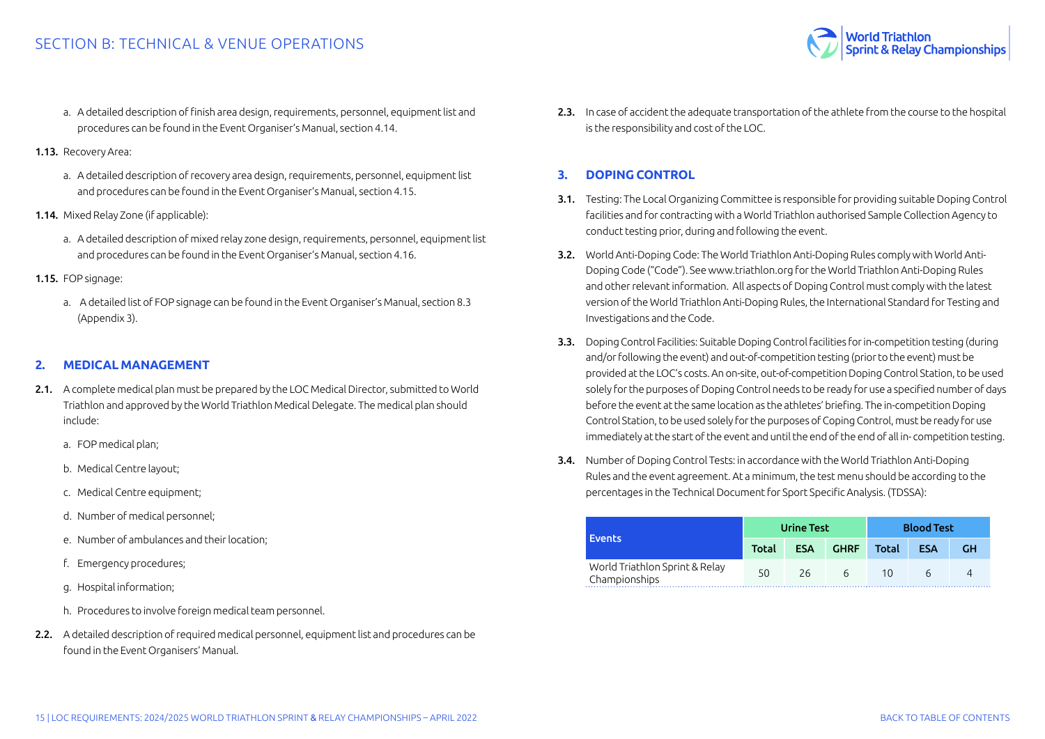a. A detailed description of finish area design, requirements, personnel, equipment list and procedures can be found in the Event Organiser's Manual, section 4.14.

**1.13.** Recovery Area:

a. A detailed description of recovery area design, requirements, personnel, equipment list and procedures can be found in the Event Organiser's Manual, section 4.15.

**1.14.** Mixed Relay Zone (if applicable):

a. A detailed description of mixed relay zone design, requirements, personnel, equipment list and procedures can be found in the Event Organiser's Manual, section 4.16.

**1.15.** FOP signage:

a. A detailed list of FOP signage can be found in the Event Organiser's Manual, section 8.3 (Appendix 3).

## 2. MEDICAL MANAGEMENT

**2.1.** A complete medical plan must be prepared by the LOC Medical Director, submitted to World Triathlon and approved by the World Triathlon Medical Delegate. The medical plan should include:

a. FOP medical plan;

b. Medical Centre layout;

c. Medical Centre equipment;

d. Number of medical personnel;

e. Number of ambulances and their location;

f. Emergency procedures;

g. Hospital information;

h. Procedures to involve foreign medical team personnel.

**2.2.** A detailed description of required medical personnel, equipment list and procedures can be found in the Event Organisers' Manual.

**2.3.** In case of accident the adequate transportation of the athlete from the course to the hospital is the responsibility and cost of the LOC.

## 3. DOPING CONTROL

**3.1.** Testing: The Local Organizing Committee is responsible for providing suitable Doping Control facilities and for contracting with a World Triathlon authorised Sample Collection Agency to conduct testing prior, during and following the event.

**3.2.** World Anti-Doping Code: The World Triathlon Anti-Doping Rules comply with World Anti-Doping Code ("Code"). See www.triathlon.org for the World Triathlon Anti-Doping Rules and other relevant information. All aspects of Doping Control must comply with the latest version of the World Triathlon Anti-Doping Rules, the International Standard for Testing and Investigations and the Code.

**3.3.** Doping Control Facilities: Suitable Doping Control facilities for in-competition testing (during and/or following the event) and out-of-competition testing (prior to the event) must be provided at the LOC's costs. An on-site, out-of-competition Doping Control Station, to be used solely for the purposes of Doping Control needs to be ready for use a specified number of days before the event at the same location as the athletes' briefing. The in-competition Doping Control Station, to be used solely for the purposes of Coping Control, must be ready for use immediately at the start of the event and until the end of the end of all in- competition testing.

**3.4.** Number of Doping Control Tests: in accordance with the World Triathlon Anti-Doping Rules and the event agreement. At a minimum, the test menu should be according to the percentages in the Technical Document for Sport Specific Analysis. (TDSSA):

| Events | Urine Test | | | Blood Test | | |
|---|---|---|---|---|---|---|
| | Total | ESA | GHRF | Total | ESA | GH |
| World Triathlon Sprint & Relay Championships | 50 | 26 | 6 | 10 | 6 | 4 |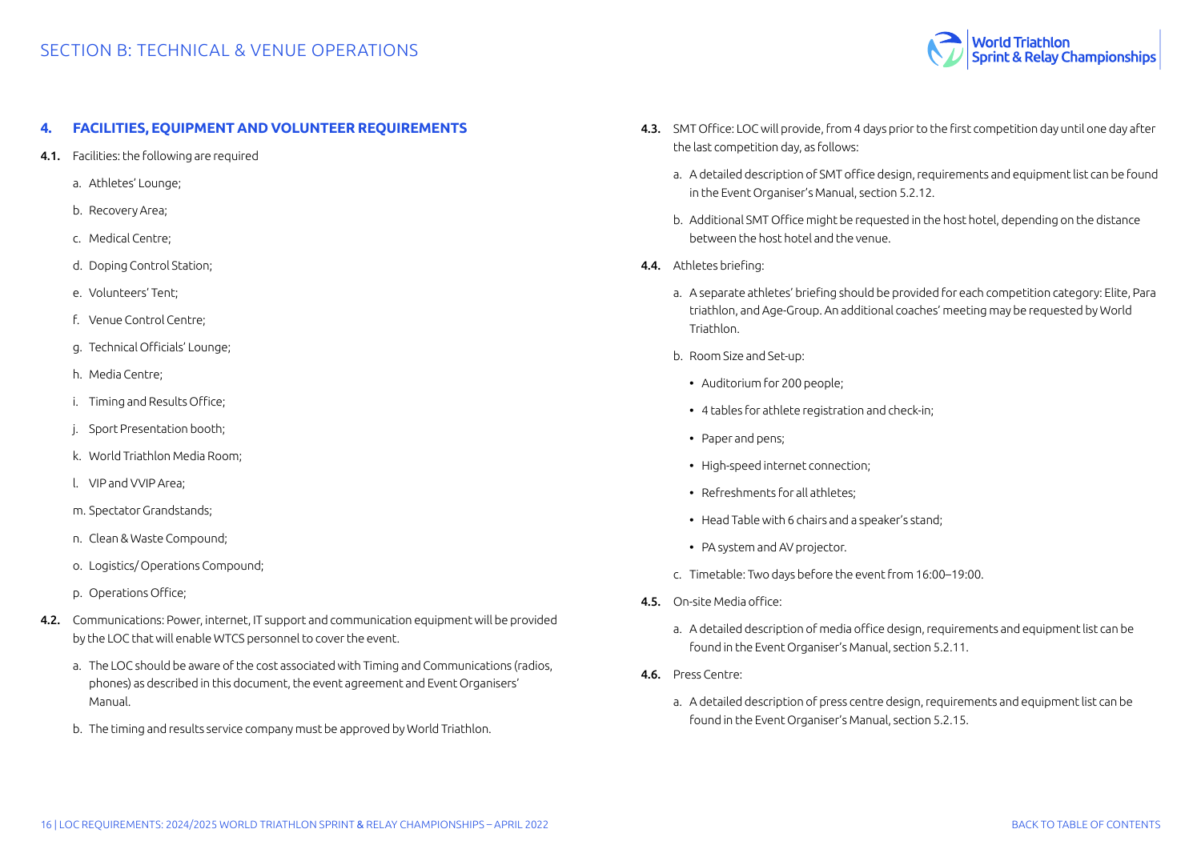## 4. FACILITIES, EQUIPMENT AND VOLUNTEER REQUIREMENTS

**4.1.** Facilities: the following are required

a. Athletes' Lounge;

b. Recovery Area;

c. Medical Centre;

d. Doping Control Station;

e. Volunteers' Tent;

f. Venue Control Centre;

g. Technical Officials' Lounge;

h. Media Centre;

i. Timing and Results Office;

j. Sport Presentation booth;

k. World Triathlon Media Room;

l. VIP and VVIP Area;

m. Spectator Grandstands;

n. Clean & Waste Compound;

o. Logistics/ Operations Compound;

p. Operations Office;

**4.2.** Communications: Power, internet, IT support and communication equipment will be provided by the LOC that will enable WTCS personnel to cover the event.

a. The LOC should be aware of the cost associated with Timing and Communications (radios, phones) as described in this document, the event agreement and Event Organisers' Manual.

b. The timing and results service company must be approved by World Triathlon.

**4.3.** SMT Office: LOC will provide, from 4 days prior to the first competition day until one day after the last competition day, as follows:

a. A detailed description of SMT office design, requirements and equipment list can be found in the Event Organiser's Manual, section 5.2.12.

b. Additional SMT Office might be requested in the host hotel, depending on the distance between the host hotel and the venue.

**4.4.** Athletes briefing:

a. A separate athletes' briefing should be provided for each competition category: Elite, Para triathlon, and Age-Group. An additional coaches' meeting may be requested by World Triathlon.

b. Room Size and Set-up:

- Auditorium for 200 people;
- 4 tables for athlete registration and check-in;
- Paper and pens;
- High-speed internet connection;
- Refreshments for all athletes;
- Head Table with 6 chairs and a speaker's stand;
- PA system and AV projector.

c. Timetable: Two days before the event from 16:00–19:00.

**4.5.** On-site Media office:

a. A detailed description of media office design, requirements and equipment list can be found in the Event Organiser's Manual, section 5.2.11.

**4.6.** Press Centre:

a. A detailed description of press centre design, requirements and equipment list can be found in the Event Organiser's Manual, section 5.2.15.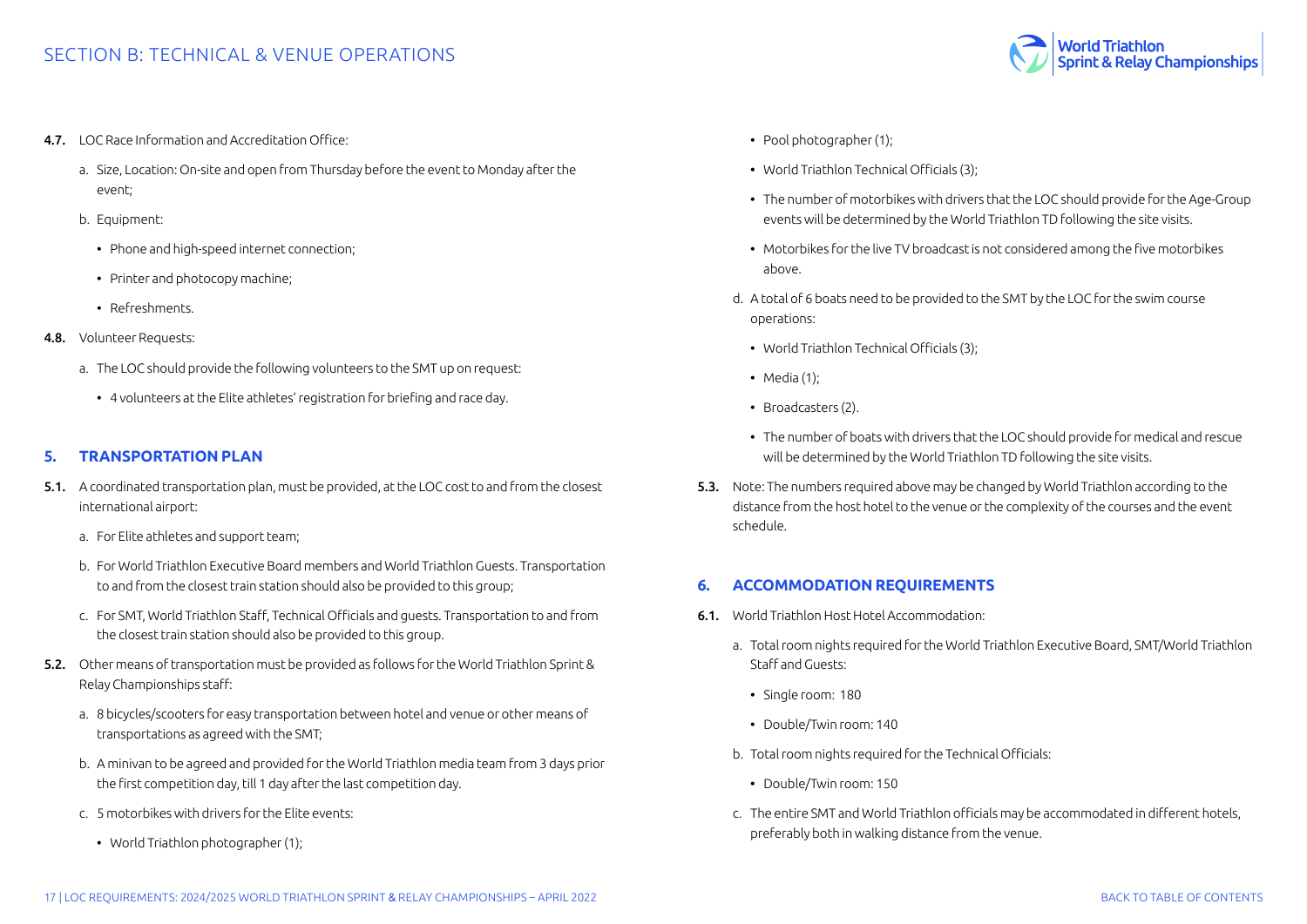**4.7.** LOC Race Information and Accreditation Office:

a. Size, Location: On-site and open from Thursday before the event to Monday after the event;

b. Equipment:

- Phone and high-speed internet connection;
- Printer and photocopy machine;
- Refreshments.

**4.8.** Volunteer Requests:

a. The LOC should provide the following volunteers to the SMT up on request:

- 4 volunteers at the Elite athletes' registration for briefing and race day.

## 5. TRANSPORTATION PLAN

**5.1.** A coordinated transportation plan, must be provided, at the LOC cost to and from the closest international airport:

a. For Elite athletes and support team;

b. For World Triathlon Executive Board members and World Triathlon Guests. Transportation to and from the closest train station should also be provided to this group;

c. For SMT, World Triathlon Staff, Technical Officials and guests. Transportation to and from the closest train station should also be provided to this group.

**5.2.** Other means of transportation must be provided as follows for the World Triathlon Sprint & Relay Championships staff:

a. 8 bicycles/scooters for easy transportation between hotel and venue or other means of transportations as agreed with the SMT;

b. A minivan to be agreed and provided for the World Triathlon media team from 3 days prior the first competition day, till 1 day after the last competition day.

c. 5 motorbikes with drivers for the Elite events:

- World Triathlon photographer (1);
- Pool photographer (1);
- World Triathlon Technical Officials (3);
- The number of motorbikes with drivers that the LOC should provide for the Age-Group events will be determined by the World Triathlon TD following the site visits.
- Motorbikes for the live TV broadcast is not considered among the five motorbikes above.

d. A total of 6 boats need to be provided to the SMT by the LOC for the swim course operations:

- World Triathlon Technical Officials (3);
- Media (1);
- Broadcasters (2).
- The number of boats with drivers that the LOC should provide for medical and rescue will be determined by the World Triathlon TD following the site visits.

**5.3.** Note: The numbers required above may be changed by World Triathlon according to the distance from the host hotel to the venue or the complexity of the courses and the event schedule.

## 6. ACCOMMODATION REQUIREMENTS

**6.1.** World Triathlon Host Hotel Accommodation:

a. Total room nights required for the World Triathlon Executive Board, SMT/World Triathlon Staff and Guests:

- Single room: 180
- Double/Twin room: 140

b. Total room nights required for the Technical Officials:

- Double/Twin room: 150

c. The entire SMT and World Triathlon officials may be accommodated in different hotels, preferably both in walking distance from the venue.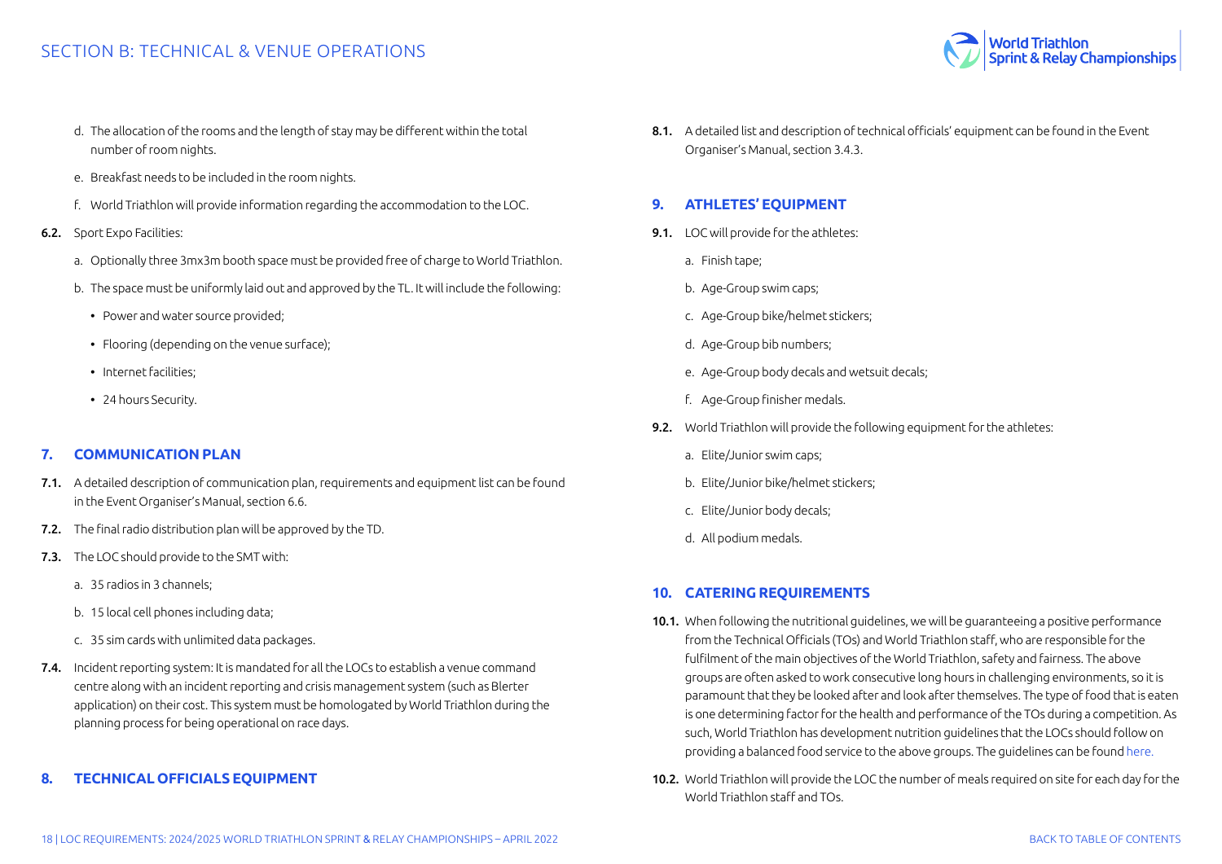d. The allocation of the rooms and the length of stay may be different within the total number of room nights.

e. Breakfast needs to be included in the room nights.

f. World Triathlon will provide information regarding the accommodation to the LOC.

**6.2.** Sport Expo Facilities:

a. Optionally three 3mx3m booth space must be provided free of charge to World Triathlon.

b. The space must be uniformly laid out and approved by the TL. It will include the following:

- Power and water source provided;
- Flooring (depending on the venue surface);
- Internet facilities;
- 24 hours Security.

## 7. COMMUNICATION PLAN

**7.1.** A detailed description of communication plan, requirements and equipment list can be found in the Event Organiser's Manual, section 6.6.

**7.2.** The final radio distribution plan will be approved by the TD.

**7.3.** The LOC should provide to the SMT with:

a. 35 radios in 3 channels;

b. 15 local cell phones including data;

c. 35 sim cards with unlimited data packages.

**7.4.** Incident reporting system: It is mandated for all the LOCs to establish a venue command centre along with an incident reporting and crisis management system (such as Blerter application) on their cost. This system must be homologated by World Triathlon during the planning process for being operational on race days.

## 8. TECHNICAL OFFICIALS EQUIPMENT

**8.1.** A detailed list and description of technical officials' equipment can be found in the Event Organiser's Manual, section 3.4.3.

## 9. ATHLETES' EQUIPMENT

**9.1.** LOC will provide for the athletes:

a. Finish tape;

b. Age-Group swim caps;

c. Age-Group bike/helmet stickers;

d. Age-Group bib numbers;

e. Age-Group body decals and wetsuit decals;

f. Age-Group finisher medals.

**9.2.** World Triathlon will provide the following equipment for the athletes:

a. Elite/Junior swim caps;

b. Elite/Junior bike/helmet stickers;

c. Elite/Junior body decals;

d. All podium medals.

## 10. CATERING REQUIREMENTS

**10.1.** When following the nutritional guidelines, we will be guaranteeing a positive performance from the Technical Officials (TOs) and World Triathlon staff, who are responsible for the fulfilment of the main objectives of the World Triathlon, safety and fairness. The above groups are often asked to work consecutive long hours in challenging environments, so it is paramount that they be looked after and look after themselves. The type of food that is eaten is one determining factor for the health and performance of the TOs during a competition. As such, World Triathlon has development nutrition guidelines that the LOCs should follow on providing a balanced food service to the above groups. The guidelines can be found here.

**10.2.** World Triathlon will provide the LOC the number of meals required on site for each day for the World Triathlon staff and TOs.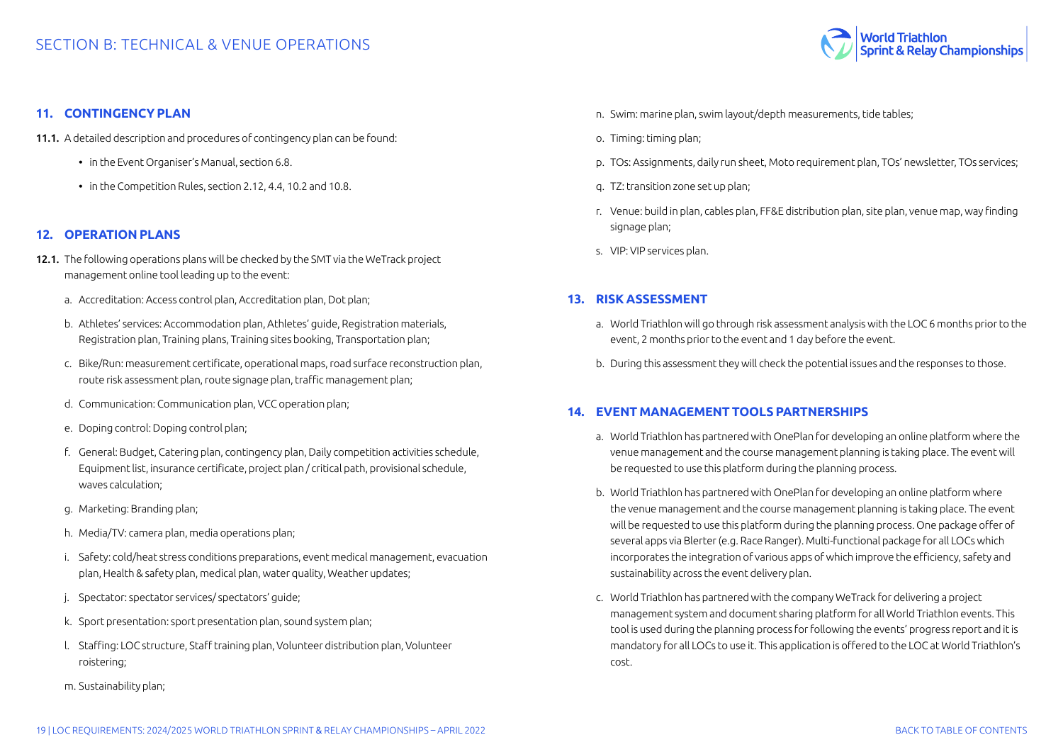## 11. CONTINGENCY PLAN

**11.1.** A detailed description and procedures of contingency plan can be found:

- in the Event Organiser's Manual, section 6.8.
- in the Competition Rules, section 2.12, 4.4, 10.2 and 10.8.

## 12. OPERATION PLANS

**12.1.** The following operations plans will be checked by the SMT via the WeTrack project management online tool leading up to the event:

a. Accreditation: Access control plan, Accreditation plan, Dot plan;

b. Athletes' services: Accommodation plan, Athletes' guide, Registration materials, Registration plan, Training plans, Training sites booking, Transportation plan;

c. Bike/Run: measurement certificate, operational maps, road surface reconstruction plan, route risk assessment plan, route signage plan, traffic management plan;

d. Communication: Communication plan, VCC operation plan;

e. Doping control: Doping control plan;

f. General: Budget, Catering plan, contingency plan, Daily competition activities schedule, Equipment list, insurance certificate, project plan / critical path, provisional schedule, waves calculation;

g. Marketing: Branding plan;

h. Media/TV: camera plan, media operations plan;

i. Safety: cold/heat stress conditions preparations, event medical management, evacuation plan, Health & safety plan, medical plan, water quality, Weather updates;

j. Spectator: spectator services/ spectators' guide;

k. Sport presentation: sport presentation plan, sound system plan;

l. Staffing: LOC structure, Staff training plan, Volunteer distribution plan, Volunteer roistering;

m. Sustainability plan;

n. Swim: marine plan, swim layout/depth measurements, tide tables;

o. Timing: timing plan;

p. TOs: Assignments, daily run sheet, Moto requirement plan, TOs' newsletter, TOs services;

q. TZ: transition zone set up plan;

r. Venue: build in plan, cables plan, FF&E distribution plan, site plan, venue map, way finding signage plan;

s. VIP: VIP services plan.

## 13. RISK ASSESSMENT

a. World Triathlon will go through risk assessment analysis with the LOC 6 months prior to the event, 2 months prior to the event and 1 day before the event.

b. During this assessment they will check the potential issues and the responses to those.

## 14. EVENT MANAGEMENT TOOLS PARTNERSHIPS

a. World Triathlon has partnered with OnePlan for developing an online platform where the venue management and the course management planning is taking place. The event will be requested to use this platform during the planning process.

b. World Triathlon has partnered with OnePlan for developing an online platform where the venue management and the course management planning is taking place. The event will be requested to use this platform during the planning process. One package offer of several apps via Blerter (e.g. Race Ranger). Multi-functional package for all LOCs which incorporates the integration of various apps of which improve the efficiency, safety and sustainability across the event delivery plan.

c. World Triathlon has partnered with the company WeTrack for delivering a project management system and document sharing platform for all World Triathlon events. This tool is used during the planning process for following the events' progress report and it is mandatory for all LOCs to use it. This application is offered to the LOC at World Triathlon's cost.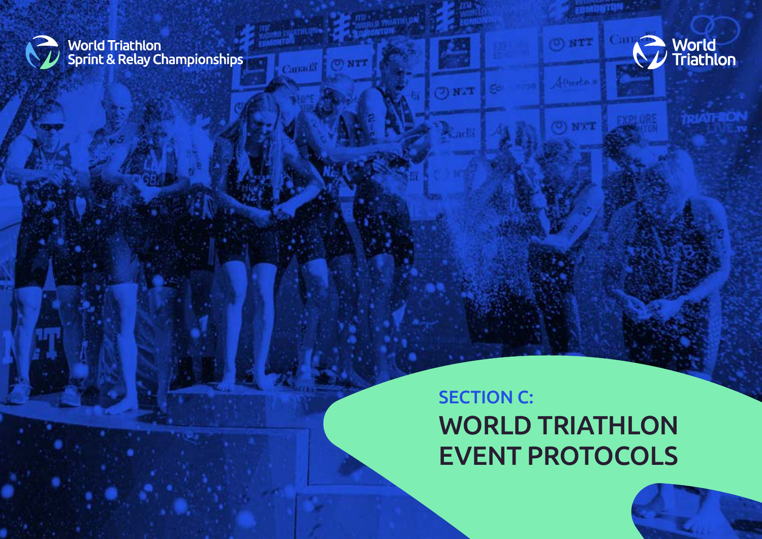World Triathlon
Sprint & Relay Championships

World Triathlon

## SECTION C:

# WORLD TRIATHLON EVENT PROTOCOLS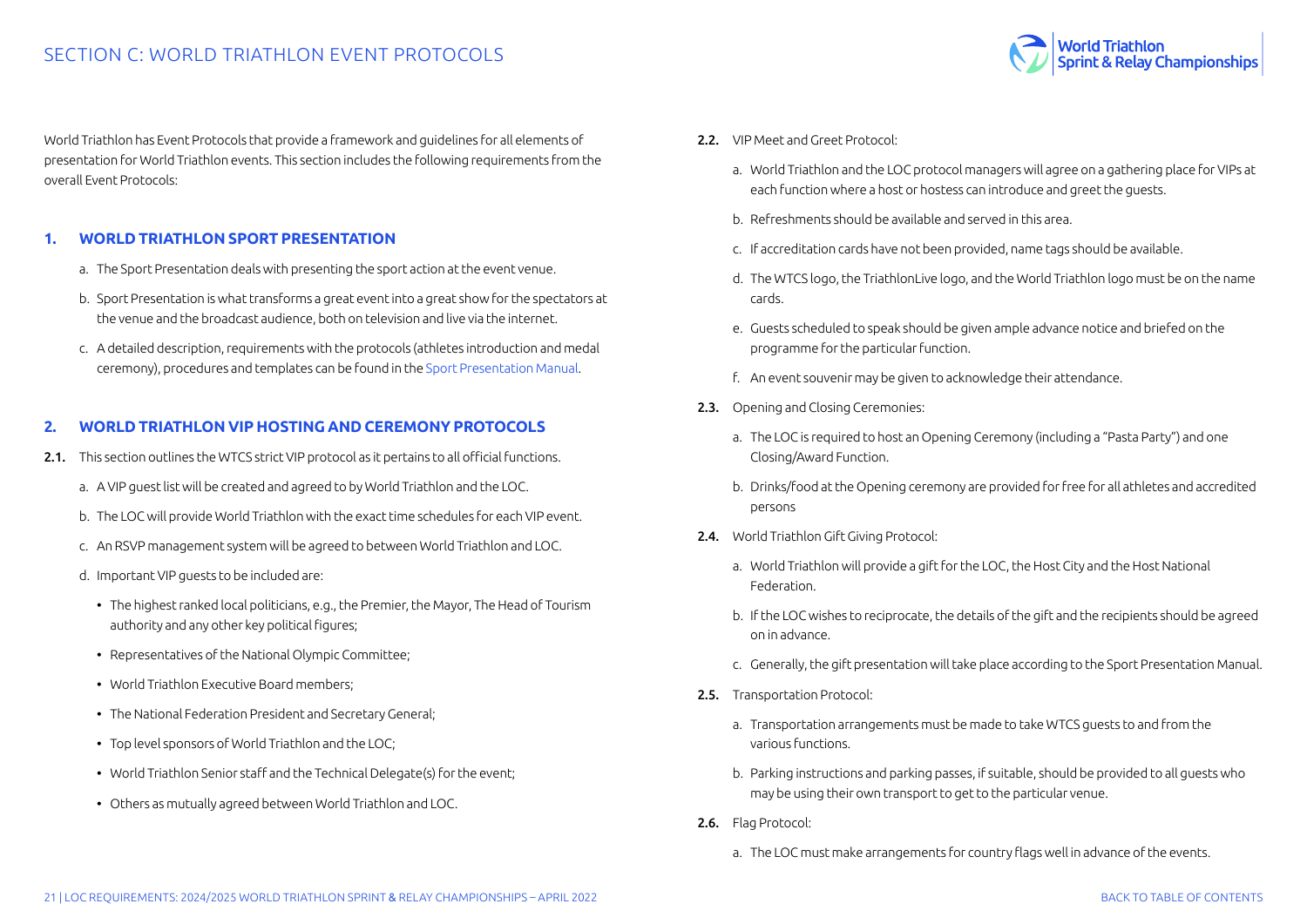# SECTION C: WORLD TRIATHLON EVENT PROTOCOLS

World Triathlon has Event Protocols that provide a framework and guidelines for all elements of presentation for World Triathlon events. This section includes the following requirements from the overall Event Protocols:

## 1. WORLD TRIATHLON SPORT PRESENTATION

a. The Sport Presentation deals with presenting the sport action at the event venue.

b. Sport Presentation is what transforms a great event into a great show for the spectators at the venue and the broadcast audience, both on television and live via the internet.

c. A detailed description, requirements with the protocols (athletes introduction and medal ceremony), procedures and templates can be found in the Sport Presentation Manual.

## 2. WORLD TRIATHLON VIP HOSTING AND CEREMONY PROTOCOLS

**2.1.** This section outlines the WTCS strict VIP protocol as it pertains to all official functions.

a. A VIP guest list will be created and agreed to by World Triathlon and the LOC.

b. The LOC will provide World Triathlon with the exact time schedules for each VIP event.

c. An RSVP management system will be agreed to between World Triathlon and LOC.

d. Important VIP guests to be included are:

- The highest ranked local politicians, e.g., the Premier, the Mayor, The Head of Tourism authority and any other key political figures;
- Representatives of the National Olympic Committee;
- World Triathlon Executive Board members;
- The National Federation President and Secretary General;
- Top level sponsors of World Triathlon and the LOC;
- World Triathlon Senior staff and the Technical Delegate(s) for the event;
- Others as mutually agreed between World Triathlon and LOC.

**2.2.** VIP Meet and Greet Protocol:

a. World Triathlon and the LOC protocol managers will agree on a gathering place for VIPs at each function where a host or hostess can introduce and greet the guests.

b. Refreshments should be available and served in this area.

c. If accreditation cards have not been provided, name tags should be available.

d. The WTCS logo, the TriathlonLive logo, and the World Triathlon logo must be on the name cards.

e. Guests scheduled to speak should be given ample advance notice and briefed on the programme for the particular function.

f. An event souvenir may be given to acknowledge their attendance.

**2.3.** Opening and Closing Ceremonies:

a. The LOC is required to host an Opening Ceremony (including a "Pasta Party") and one Closing/Award Function.

b. Drinks/food at the Opening ceremony are provided for free for all athletes and accredited persons

**2.4.** World Triathlon Gift Giving Protocol:

a. World Triathlon will provide a gift for the LOC, the Host City and the Host National Federation.

b. If the LOC wishes to reciprocate, the details of the gift and the recipients should be agreed on in advance.

c. Generally, the gift presentation will take place according to the Sport Presentation Manual.

**2.5.** Transportation Protocol:

a. Transportation arrangements must be made to take WTCS guests to and from the various functions.

b. Parking instructions and parking passes, if suitable, should be provided to all guests who may be using their own transport to get to the particular venue.

**2.6.** Flag Protocol:

a. The LOC must make arrangements for country flags well in advance of the events.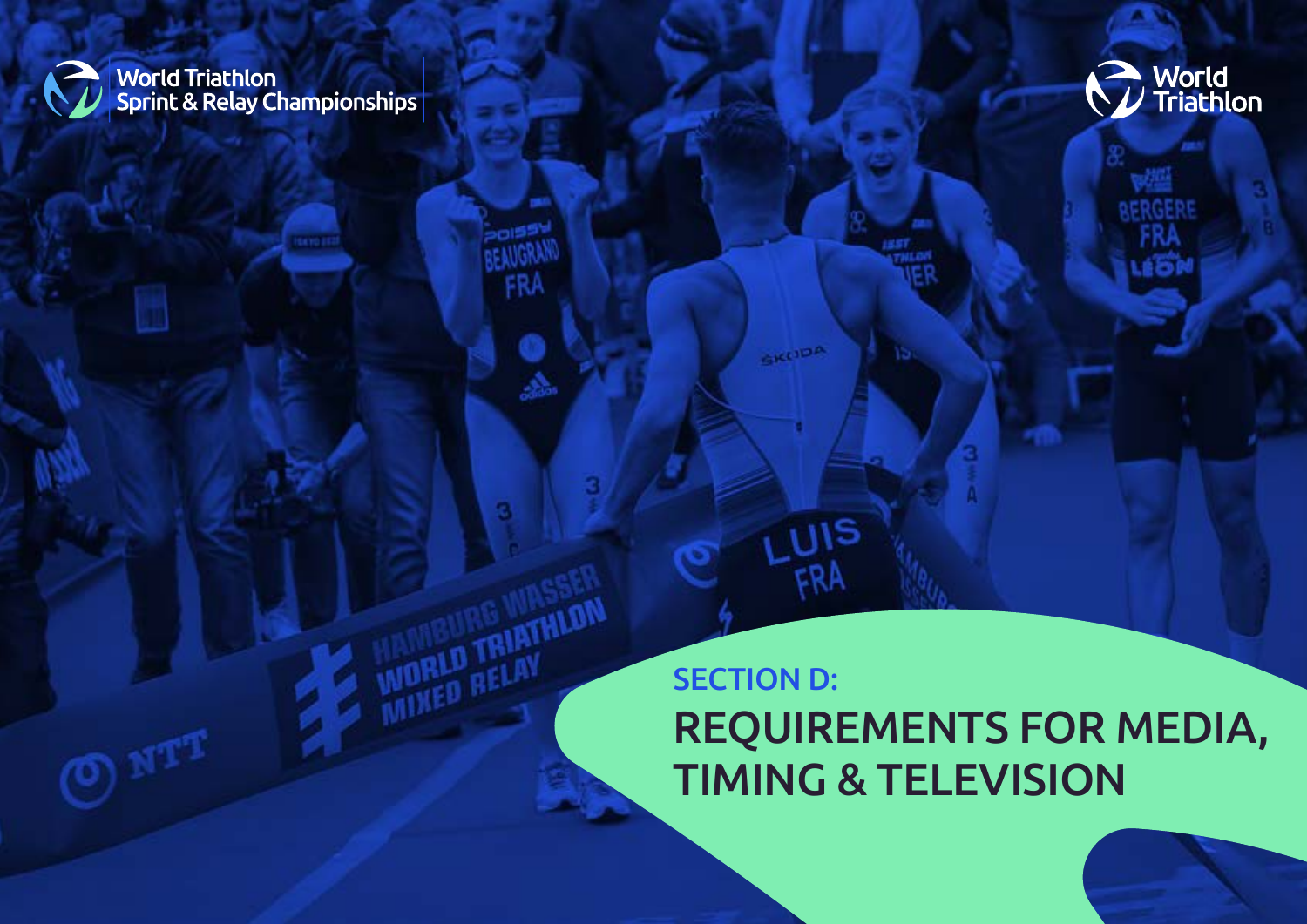# SECTION D:

# REQUIREMENTS FOR MEDIA, TIMING & TELEVISION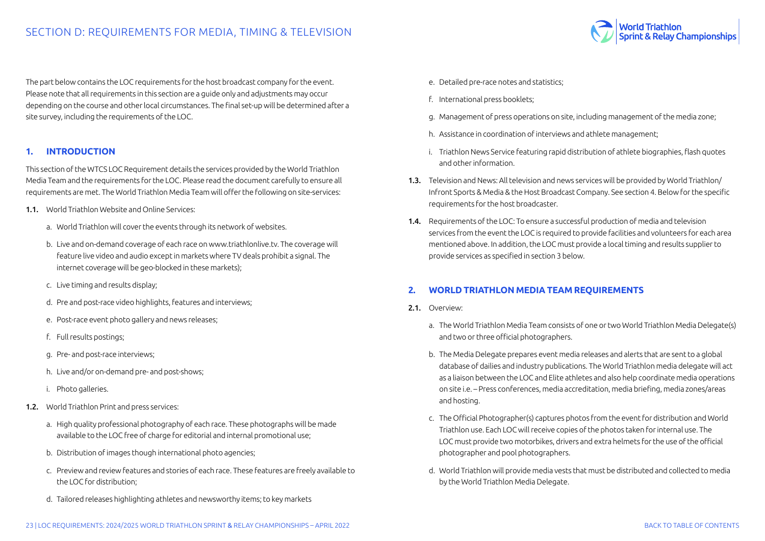# SECTION D: REQUIREMENTS FOR MEDIA, TIMING & TELEVISION

The part below contains the LOC requirements for the host broadcast company for the event. Please note that all requirements in this section are a guide only and adjustments may occur depending on the course and other local circumstances. The final set-up will be determined after a site survey, including the requirements of the LOC.

## 1. INTRODUCTION

This section of the WTCS LOC Requirement details the services provided by the World Triathlon Media Team and the requirements for the LOC. Please read the document carefully to ensure all requirements are met. The World Triathlon Media Team will offer the following on site-services:

**1.1.** World Triathlon Website and Online Services:

a. World Triathlon will cover the events through its network of websites.

b. Live and on-demand coverage of each race on www.triathlonlive.tv. The coverage will feature live video and audio except in markets where TV deals prohibit a signal. The internet coverage will be geo-blocked in these markets);

c. Live timing and results display;

d. Pre and post-race video highlights, features and interviews;

e. Post-race event photo gallery and news releases;

f. Full results postings;

g. Pre- and post-race interviews;

h. Live and/or on-demand pre- and post-shows;

i. Photo galleries.

**1.2.** World Triathlon Print and press services:

a. High quality professional photography of each race. These photographs will be made available to the LOC free of charge for editorial and internal promotional use;

b. Distribution of images though international photo agencies;

c. Preview and review features and stories of each race. These features are freely available to the LOC for distribution;

d. Tailored releases highlighting athletes and newsworthy items; to key markets

e. Detailed pre-race notes and statistics;

f. International press booklets;

g. Management of press operations on site, including management of the media zone;

h. Assistance in coordination of interviews and athlete management;

i. Triathlon News Service featuring rapid distribution of athlete biographies, flash quotes and other information.

**1.3.** Television and News: All television and news services will be provided by World Triathlon/ Infront Sports & Media & the Host Broadcast Company. See section 4. Below for the specific requirements for the host broadcaster.

**1.4.** Requirements of the LOC: To ensure a successful production of media and television services from the event the LOC is required to provide facilities and volunteers for each area mentioned above. In addition, the LOC must provide a local timing and results supplier to provide services as specified in section 3 below.

## 2. WORLD TRIATHLON MEDIA TEAM REQUIREMENTS

**2.1.** Overview:

a. The World Triathlon Media Team consists of one or two World Triathlon Media Delegate(s) and two or three official photographers.

b. The Media Delegate prepares event media releases and alerts that are sent to a global database of dailies and industry publications. The World Triathlon media delegate will act as a liaison between the LOC and Elite athletes and also help coordinate media operations on site i.e. – Press conferences, media accreditation, media briefing, media zones/areas and hosting.

c. The Official Photographer(s) captures photos from the event for distribution and World Triathlon use. Each LOC will receive copies of the photos taken for internal use. The LOC must provide two motorbikes, drivers and extra helmets for the use of the official photographer and pool photographers.

d. World Triathlon will provide media vests that must be distributed and collected to media by the World Triathlon Media Delegate.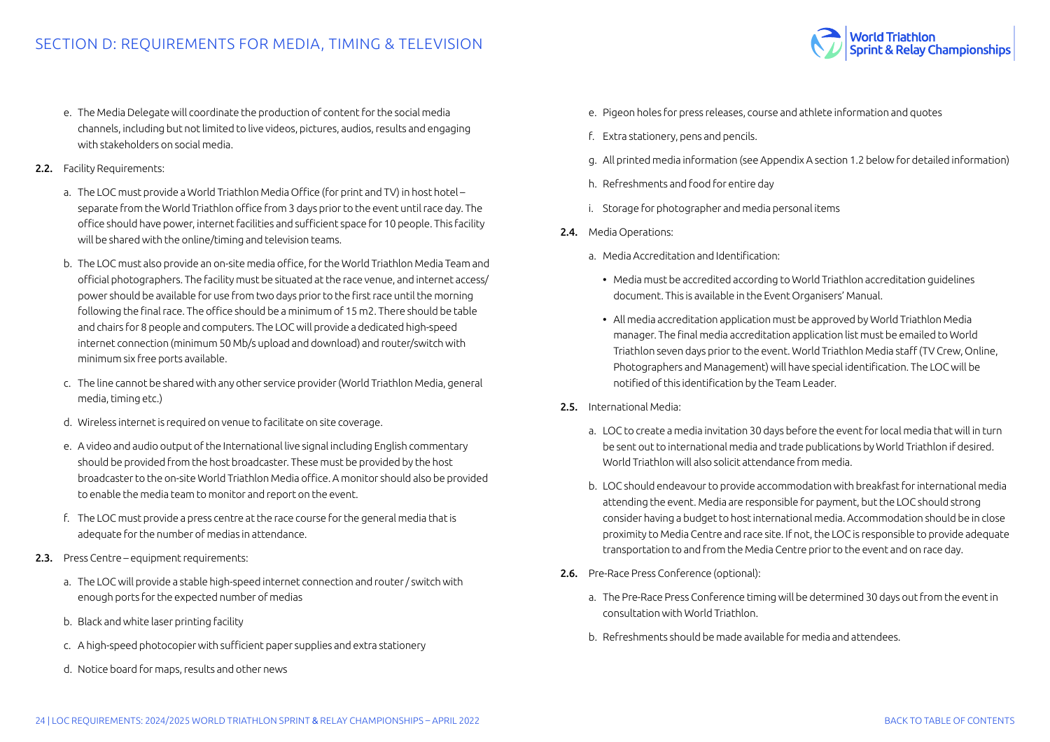e. The Media Delegate will coordinate the production of content for the social media channels, including but not limited to live videos, pictures, audios, results and engaging with stakeholders on social media.

**2.2.** Facility Requirements:

a. The LOC must provide a World Triathlon Media Office (for print and TV) in host hotel – separate from the World Triathlon office from 3 days prior to the event until race day. The office should have power, internet facilities and sufficient space for 10 people. This facility will be shared with the online/timing and television teams.

b. The LOC must also provide an on-site media office, for the World Triathlon Media Team and official photographers. The facility must be situated at the race venue, and internet access/power should be available for use from two days prior to the first race until the morning following the final race. The office should be a minimum of 15 m2. There should be table and chairs for 8 people and computers. The LOC will provide a dedicated high-speed internet connection (minimum 50 Mb/s upload and download) and router/switch with minimum six free ports available.

c. The line cannot be shared with any other service provider (World Triathlon Media, general media, timing etc.)

d. Wireless internet is required on venue to facilitate on site coverage.

e. A video and audio output of the International live signal including English commentary should be provided from the host broadcaster. These must be provided by the host broadcaster to the on-site World Triathlon Media office. A monitor should also be provided to enable the media team to monitor and report on the event.

f. The LOC must provide a press centre at the race course for the general media that is adequate for the number of medias in attendance.

**2.3.** Press Centre – equipment requirements:

a. The LOC will provide a stable high-speed internet connection and router / switch with enough ports for the expected number of medias

b. Black and white laser printing facility

c. A high-speed photocopier with sufficient paper supplies and extra stationery

d. Notice board for maps, results and other news

e. Pigeon holes for press releases, course and athlete information and quotes

f. Extra stationery, pens and pencils.

g. All printed media information (see Appendix A section 1.2 below for detailed information)

h. Refreshments and food for entire day

i. Storage for photographer and media personal items

**2.4.** Media Operations:

a. Media Accreditation and Identification:

- Media must be accredited according to World Triathlon accreditation guidelines document. This is available in the Event Organisers' Manual.
- All media accreditation application must be approved by World Triathlon Media manager. The final media accreditation application list must be emailed to World Triathlon seven days prior to the event. World Triathlon Media staff (TV Crew, Online, Photographers and Management) will have special identification. The LOC will be notified of this identification by the Team Leader.

**2.5.** International Media:

a. LOC to create a media invitation 30 days before the event for local media that will in turn be sent out to international media and trade publications by World Triathlon if desired. World Triathlon will also solicit attendance from media.

b. LOC should endeavour to provide accommodation with breakfast for international media attending the event. Media are responsible for payment, but the LOC should strong consider having a budget to host international media. Accommodation should be in close proximity to Media Centre and race site. If not, the LOC is responsible to provide adequate transportation to and from the Media Centre prior to the event and on race day.

**2.6.** Pre-Race Press Conference (optional):

a. The Pre-Race Press Conference timing will be determined 30 days out from the event in consultation with World Triathlon.

b. Refreshments should be made available for media and attendees.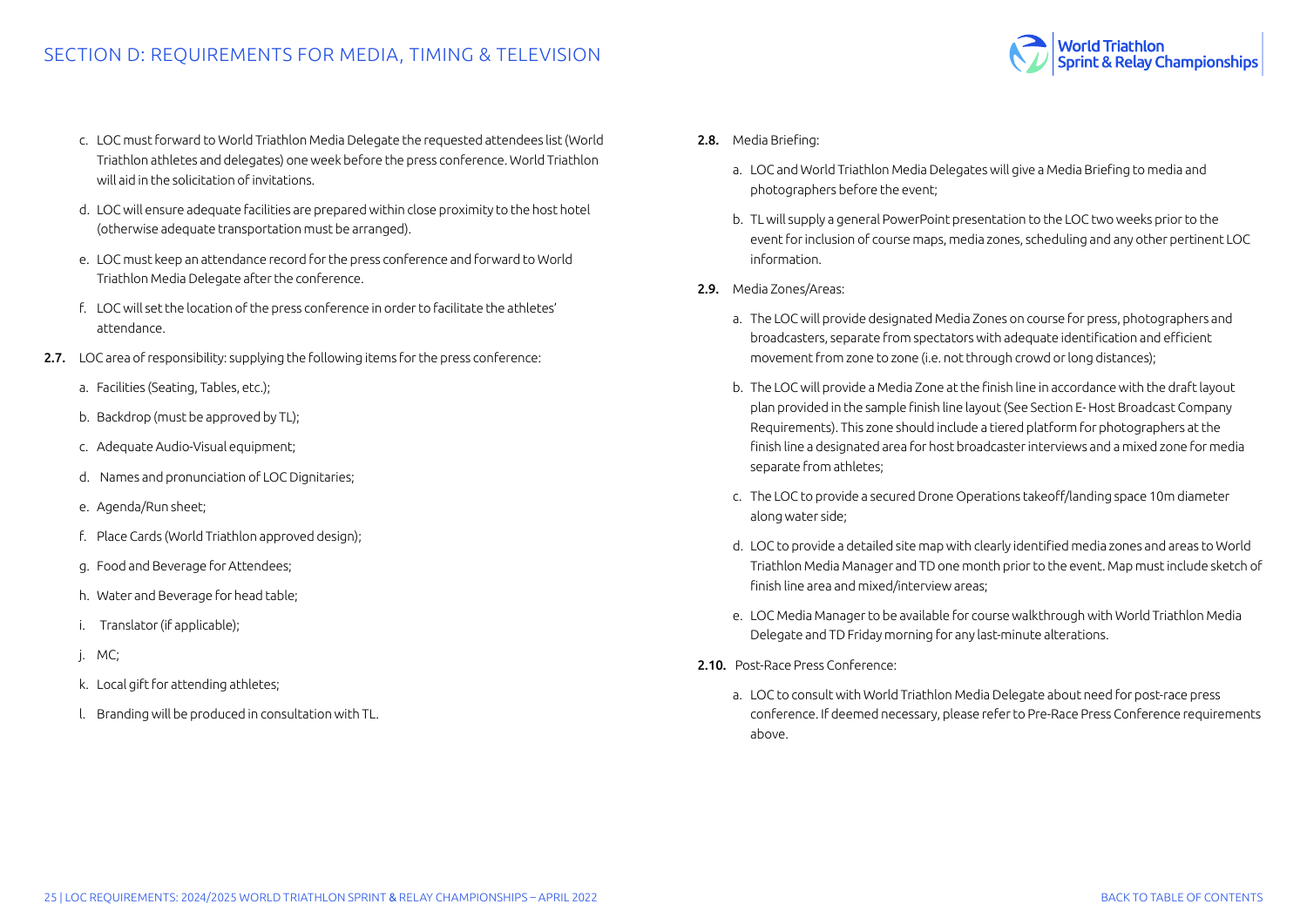c. LOC must forward to World Triathlon Media Delegate the requested attendees list (World Triathlon athletes and delegates) one week before the press conference. World Triathlon will aid in the solicitation of invitations.

d. LOC will ensure adequate facilities are prepared within close proximity to the host hotel (otherwise adequate transportation must be arranged).

e. LOC must keep an attendance record for the press conference and forward to World Triathlon Media Delegate after the conference.

f. LOC will set the location of the press conference in order to facilitate the athletes' attendance.

**2.7.** LOC area of responsibility: supplying the following items for the press conference:

a. Facilities (Seating, Tables, etc.);

b. Backdrop (must be approved by TL);

c. Adequate Audio-Visual equipment;

d. Names and pronunciation of LOC Dignitaries;

e. Agenda/Run sheet;

f. Place Cards (World Triathlon approved design);

g. Food and Beverage for Attendees;

h. Water and Beverage for head table;

i. Translator (if applicable);

j. MC;

k. Local gift for attending athletes;

l. Branding will be produced in consultation with TL.

**2.8.** Media Briefing:

a. LOC and World Triathlon Media Delegates will give a Media Briefing to media and photographers before the event;

b. TL will supply a general PowerPoint presentation to the LOC two weeks prior to the event for inclusion of course maps, media zones, scheduling and any other pertinent LOC information.

**2.9.** Media Zones/Areas:

a. The LOC will provide designated Media Zones on course for press, photographers and broadcasters, separate from spectators with adequate identification and efficient movement from zone to zone (i.e. not through crowd or long distances);

b. The LOC will provide a Media Zone at the finish line in accordance with the draft layout plan provided in the sample finish line layout (See Section E- Host Broadcast Company Requirements). This zone should include a tiered platform for photographers at the finish line a designated area for host broadcaster interviews and a mixed zone for media separate from athletes;

c. The LOC to provide a secured Drone Operations takeoff/landing space 10m diameter along water side;

d. LOC to provide a detailed site map with clearly identified media zones and areas to World Triathlon Media Manager and TD one month prior to the event. Map must include sketch of finish line area and mixed/interview areas;

e. LOC Media Manager to be available for course walkthrough with World Triathlon Media Delegate and TD Friday morning for any last-minute alterations.

**2.10.** Post-Race Press Conference:

a. LOC to consult with World Triathlon Media Delegate about need for post-race press conference. If deemed necessary, please refer to Pre-Race Press Conference requirements above.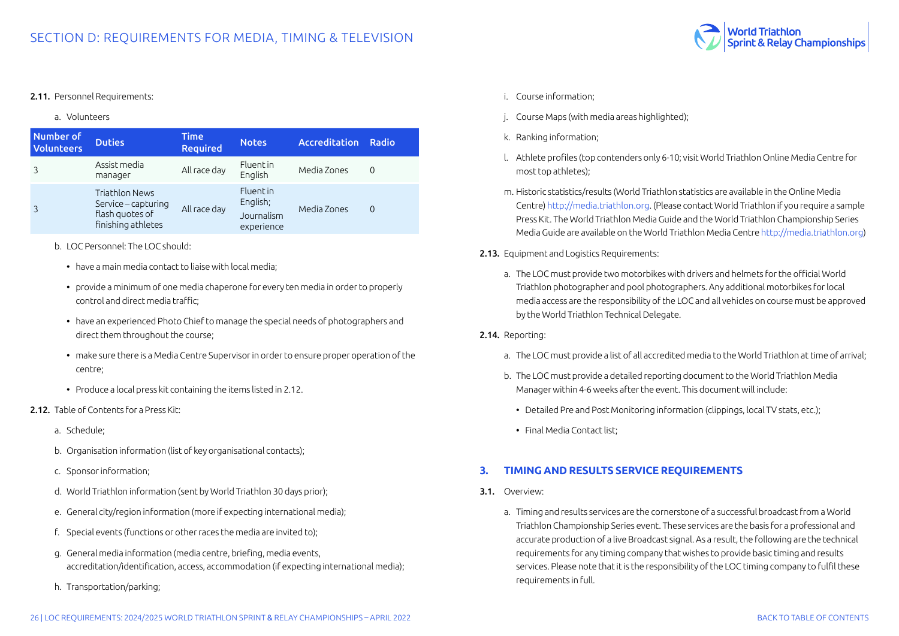**2.11.** Personnel Requirements:

a. Volunteers

| Number of Volunteers | Duties | Time Required | Notes | Accreditation | Radio |
|---|---|---|---|---|---|
| 3 | Assist media manager | All race day | Fluent in English | Media Zones | 0 |
| 3 | Triathlon News Service – capturing flash quotes of finishing athletes | All race day | Fluent in English; Journalism experience | Media Zones | 0 |

b. LOC Personnel: The LOC should:

- have a main media contact to liaise with local media;
- provide a minimum of one media chaperone for every ten media in order to properly control and direct media traffic;
- have an experienced Photo Chief to manage the special needs of photographers and direct them throughout the course;
- make sure there is a Media Centre Supervisor in order to ensure proper operation of the centre;
- Produce a local press kit containing the items listed in 2.12.

**2.12.** Table of Contents for a Press Kit:

a. Schedule;

b. Organisation information (list of key organisational contacts);

c. Sponsor information;

d. World Triathlon information (sent by World Triathlon 30 days prior);

e. General city/region information (more if expecting international media);

f. Special events (functions or other races the media are invited to);

g. General media information (media centre, briefing, media events, accreditation/identification, access, accommodation (if expecting international media);

h. Transportation/parking;

i. Course information;

j. Course Maps (with media areas highlighted);

k. Ranking information;

l. Athlete profiles (top contenders only 6-10; visit World Triathlon Online Media Centre for most top athletes);

m. Historic statistics/results (World Triathlon statistics are available in the Online Media Centre) http://media.triathlon.org. (Please contact World Triathlon if you require a sample Press Kit. The World Triathlon Media Guide and the World Triathlon Championship Series Media Guide are available on the World Triathlon Media Centre http://media.triathlon.org)

**2.13.** Equipment and Logistics Requirements:

a. The LOC must provide two motorbikes with drivers and helmets for the official World Triathlon photographer and pool photographers. Any additional motorbikes for local media access are the responsibility of the LOC and all vehicles on course must be approved by the World Triathlon Technical Delegate.

**2.14.** Reporting:

a. The LOC must provide a list of all accredited media to the World Triathlon at time of arrival;

b. The LOC must provide a detailed reporting document to the World Triathlon Media Manager within 4-6 weeks after the event. This document will include:

- Detailed Pre and Post Monitoring information (clippings, local TV stats, etc.);
- Final Media Contact list;

## 3. TIMING AND RESULTS SERVICE REQUIREMENTS

**3.1.** Overview:

a. Timing and results services are the cornerstone of a successful broadcast from a World Triathlon Championship Series event. These services are the basis for a professional and accurate production of a live Broadcast signal. As a result, the following are the technical requirements for any timing company that wishes to provide basic timing and results services. Please note that it is the responsibility of the LOC timing company to fulfil these requirements in full.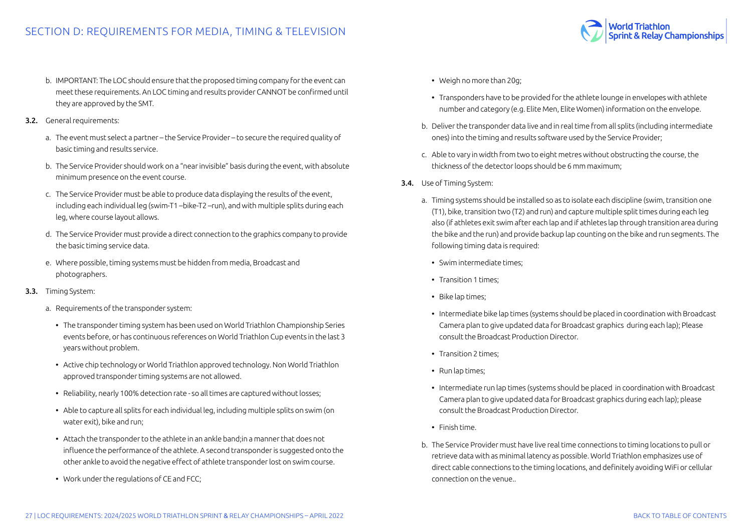# SECTION D: REQUIREMENTS FOR MEDIA, TIMING & TELEVISION

b. IMPORTANT: The LOC should ensure that the proposed timing company for the event can meet these requirements. An LOC timing and results provider CANNOT be confirmed until they are approved by the SMT.

**3.2.** General requirements:

a. The event must select a partner – the Service Provider – to secure the required quality of basic timing and results service.

b. The Service Provider should work on a "near invisible" basis during the event, with absolute minimum presence on the event course.

c. The Service Provider must be able to produce data displaying the results of the event, including each individual leg (swim-T1 –bike-T2 –run), and with multiple splits during each leg, where course layout allows.

d. The Service Provider must provide a direct connection to the graphics company to provide the basic timing service data.

e. Where possible, timing systems must be hidden from media, Broadcast and photographers.

**3.3.** Timing System:

a. Requirements of the transponder system:

- The transponder timing system has been used on World Triathlon Championship Series events before, or has continuous references on World Triathlon Cup events in the last 3 years without problem.
- Active chip technology or World Triathlon approved technology. Non World Triathlon approved transponder timing systems are not allowed.
- Reliability, nearly 100% detection rate - so all times are captured without losses;
- Able to capture all splits for each individual leg, including multiple splits on swim (on water exit), bike and run;
- Attach the transponder to the athlete in an ankle band;in a manner that does not influence the performance of the athlete. A second transponder is suggested onto the other ankle to avoid the negative effect of athlete transponder lost on swim course.
- Work under the regulations of CE and FCC;
- Weigh no more than 20g;
- Transponders have to be provided for the athlete lounge in envelopes with athlete number and category (e.g. Elite Men, Elite Women) information on the envelope.

b. Deliver the transponder data live and in real time from all splits (including intermediate ones) into the timing and results software used by the Service Provider;

c. Able to vary in width from two to eight metres without obstructing the course, the thickness of the detector loops should be 6 mm maximum;

**3.4.** Use of Timing System:

a. Timing systems should be installed so as to isolate each discipline (swim, transition one (T1), bike, transition two (T2) and run) and capture multiple split times during each leg also (if athletes exit swim after each lap and if athletes lap through transition area during the bike and the run) and provide backup lap counting on the bike and run segments. The following timing data is required:

- Swim intermediate times;
- Transition 1 times;
- Bike lap times;
- Intermediate bike lap times (systems should be placed in coordination with Broadcast Camera plan to give updated data for Broadcast graphics during each lap); Please consult the Broadcast Production Director.
- Transition 2 times;
- Run lap times;
- Intermediate run lap times (systems should be placed in coordination with Broadcast Camera plan to give updated data for Broadcast graphics during each lap); please consult the Broadcast Production Director.
- Finish time.

b. The Service Provider must have live real time connections to timing locations to pull or retrieve data with as minimal latency as possible. World Triathlon emphasizes use of direct cable connections to the timing locations, and definitely avoiding WiFi or cellular connection on the venue..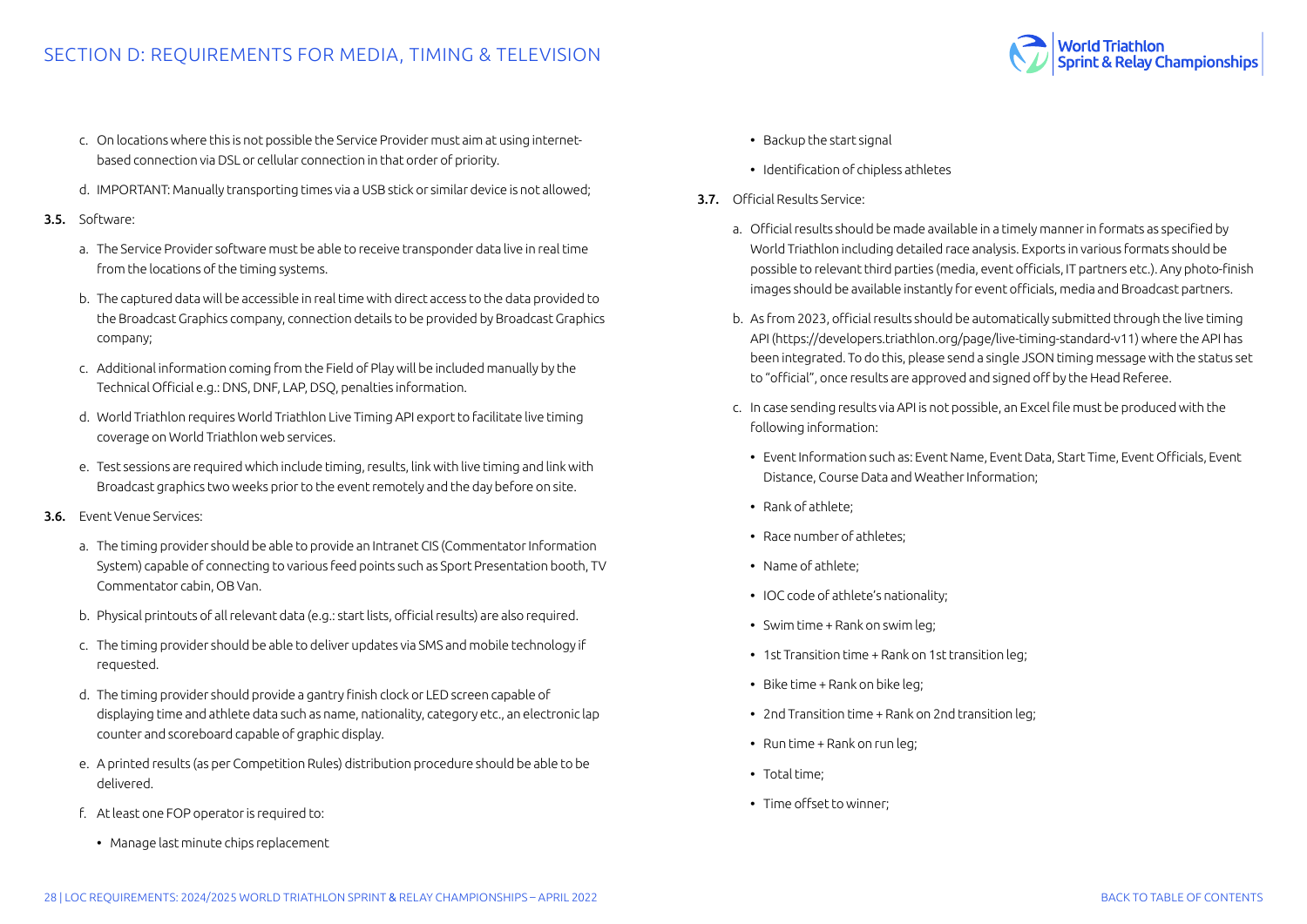c. On locations where this is not possible the Service Provider must aim at using internet-based connection via DSL or cellular connection in that order of priority.

d. IMPORTANT: Manually transporting times via a USB stick or similar device is not allowed;

**3.5.** Software:

a. The Service Provider software must be able to receive transponder data live in real time from the locations of the timing systems.

b. The captured data will be accessible in real time with direct access to the data provided to the Broadcast Graphics company, connection details to be provided by Broadcast Graphics company;

c. Additional information coming from the Field of Play will be included manually by the Technical Official e.g.: DNS, DNF, LAP, DSQ, penalties information.

d. World Triathlon requires World Triathlon Live Timing API export to facilitate live timing coverage on World Triathlon web services.

e. Test sessions are required which include timing, results, link with live timing and link with Broadcast graphics two weeks prior to the event remotely and the day before on site.

**3.6.** Event Venue Services:

a. The timing provider should be able to provide an Intranet CIS (Commentator Information System) capable of connecting to various feed points such as Sport Presentation booth, TV Commentator cabin, OB Van.

b. Physical printouts of all relevant data (e.g.: start lists, official results) are also required.

c. The timing provider should be able to deliver updates via SMS and mobile technology if requested.

d. The timing provider should provide a gantry finish clock or LED screen capable of displaying time and athlete data such as name, nationality, category etc., an electronic lap counter and scoreboard capable of graphic display.

e. A printed results (as per Competition Rules) distribution procedure should be able to be delivered.

f. At least one FOP operator is required to:

- Manage last minute chips replacement
- Backup the start signal
- Identification of chipless athletes

**3.7.** Official Results Service:

a. Official results should be made available in a timely manner in formats as specified by World Triathlon including detailed race analysis. Exports in various formats should be possible to relevant third parties (media, event officials, IT partners etc.). Any photo-finish images should be available instantly for event officials, media and Broadcast partners.

b. As from 2023, official results should be automatically submitted through the live timing API (https://developers.triathlon.org/page/live-timing-standard-v11) where the API has been integrated. To do this, please send a single JSON timing message with the status set to "official", once results are approved and signed off by the Head Referee.

c. In case sending results via API is not possible, an Excel file must be produced with the following information:

- Event Information such as: Event Name, Event Data, Start Time, Event Officials, Event Distance, Course Data and Weather Information;
- Rank of athlete;
- Race number of athletes;
- Name of athlete;
- IOC code of athlete's nationality;
- Swim time + Rank on swim leg;
- 1st Transition time + Rank on 1st transition leg;
- Bike time + Rank on bike leg;
- 2nd Transition time + Rank on 2nd transition leg;
- Run time + Rank on run leg;
- Total time;
- Time offset to winner;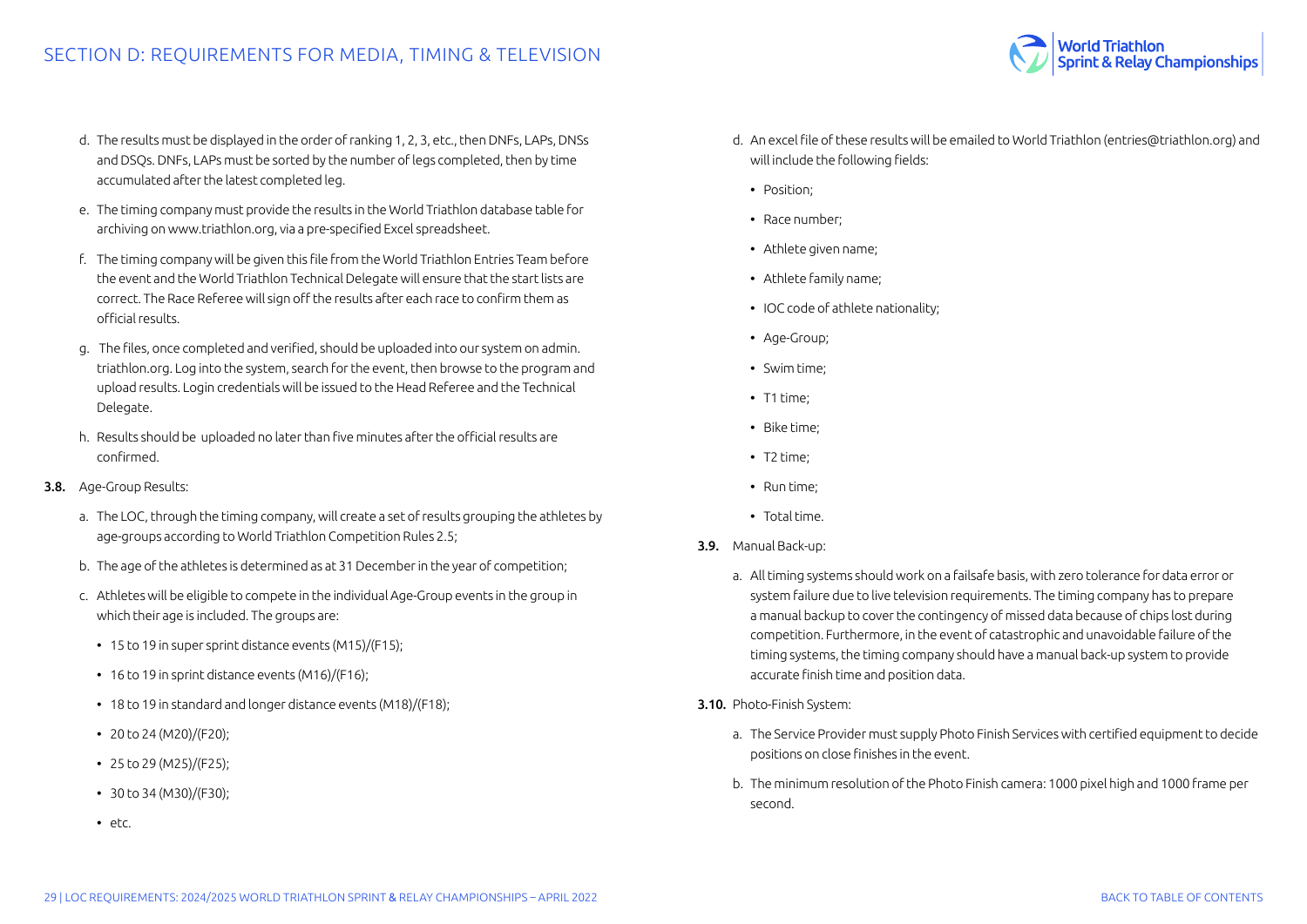d. The results must be displayed in the order of ranking 1, 2, 3, etc., then DNFs, LAPs, DNSs and DSQs. DNFs, LAPs must be sorted by the number of legs completed, then by time accumulated after the latest completed leg.

e. The timing company must provide the results in the World Triathlon database table for archiving on www.triathlon.org, via a pre-specified Excel spreadsheet.

f. The timing company will be given this file from the World Triathlon Entries Team before the event and the World Triathlon Technical Delegate will ensure that the start lists are correct. The Race Referee will sign off the results after each race to confirm them as official results.

g. The files, once completed and verified, should be uploaded into our system on admin.triathlon.org. Log into the system, search for the event, then browse to the program and upload results. Login credentials will be issued to the Head Referee and the Technical Delegate.

h. Results should be uploaded no later than five minutes after the official results are confirmed.

**3.8.** Age-Group Results:

a. The LOC, through the timing company, will create a set of results grouping the athletes by age-groups according to World Triathlon Competition Rules 2.5;

b. The age of the athletes is determined as at 31 December in the year of competition;

c. Athletes will be eligible to compete in the individual Age-Group events in the group in which their age is included. The groups are:

- 15 to 19 in super sprint distance events (M15)/(F15);
- 16 to 19 in sprint distance events (M16)/(F16);
- 18 to 19 in standard and longer distance events (M18)/(F18);
- 20 to 24 (M20)/(F20);
- 25 to 29 (M25)/(F25);
- 30 to 34 (M30)/(F30);
- etc.

d. An excel file of these results will be emailed to World Triathlon (entries@triathlon.org) and will include the following fields:

- Position;
- Race number;
- Athlete given name;
- Athlete family name;
- IOC code of athlete nationality;
- Age-Group;
- Swim time;
- T1 time;
- Bike time;
- T2 time;
- Run time;
- Total time.

**3.9.** Manual Back-up:

a. All timing systems should work on a failsafe basis, with zero tolerance for data error or system failure due to live television requirements. The timing company has to prepare a manual backup to cover the contingency of missed data because of chips lost during competition. Furthermore, in the event of catastrophic and unavoidable failure of the timing systems, the timing company should have a manual back-up system to provide accurate finish time and position data.

**3.10.** Photo-Finish System:

a. The Service Provider must supply Photo Finish Services with certified equipment to decide positions on close finishes in the event.

b. The minimum resolution of the Photo Finish camera: 1000 pixel high and 1000 frame per second.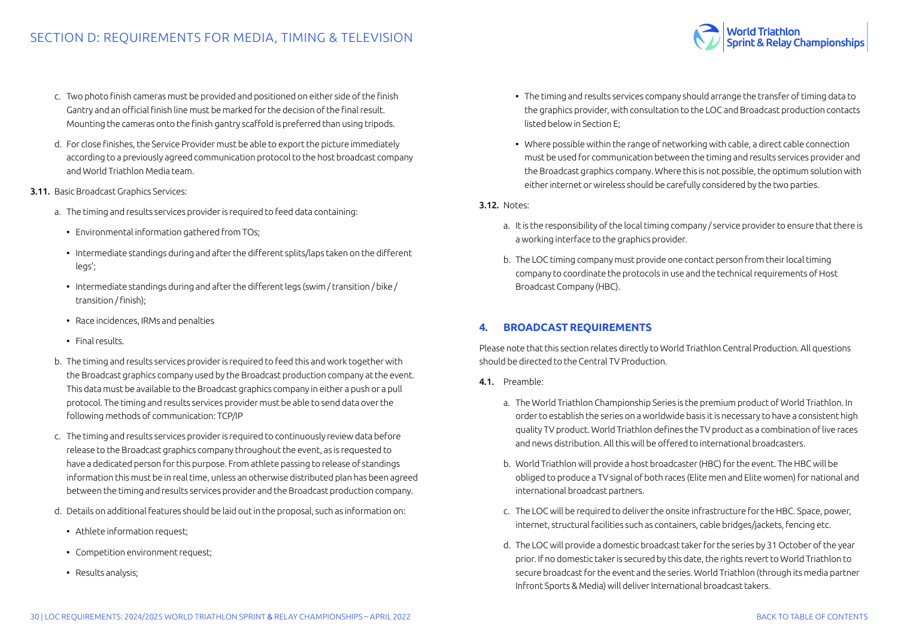c. Two photo finish cameras must be provided and positioned on either side of the finish Gantry and an official finish line must be marked for the decision of the final result. Mounting the cameras onto the finish gantry scaffold is preferred than using tripods.

d. For close finishes, the Service Provider must be able to export the picture immediately according to a previously agreed communication protocol to the host broadcast company and World Triathlon Media team.

**3.11.** Basic Broadcast Graphics Services:

a. The timing and results services provider is required to feed data containing:

- Environmental information gathered from TOs;
- Intermediate standings during and after the different splits/laps taken on the different legs';
- Intermediate standings during and after the different legs (swim / transition / bike / transition / finish);
- Race incidences, IRMs and penalties
- Final results.

b. The timing and results services provider is required to feed this and work together with the Broadcast graphics company used by the Broadcast production company at the event. This data must be available to the Broadcast graphics company in either a push or a pull protocol. The timing and results services provider must be able to send data over the following methods of communication: TCP/IP

c. The timing and results services provider is required to continuously review data before release to the Broadcast graphics company throughout the event, as is requested to have a dedicated person for this purpose. From athlete passing to release of standings information this must be in real time, unless an otherwise distributed plan has been agreed between the timing and results services provider and the Broadcast production company.

d. Details on additional features should be laid out in the proposal, such as information on:

- Athlete information request;
- Competition environment request;
- Results analysis;
- The timing and results services company should arrange the transfer of timing data to the graphics provider, with consultation to the LOC and Broadcast production contacts listed below in Section E;
- Where possible within the range of networking with cable, a direct cable connection must be used for communication between the timing and results services provider and the Broadcast graphics company. Where this is not possible, the optimum solution with either internet or wireless should be carefully considered by the two parties.

**3.12.** Notes:

a. It is the responsibility of the local timing company / service provider to ensure that there is a working interface to the graphics provider.

b. The LOC timing company must provide one contact person from their local timing company to coordinate the protocols in use and the technical requirements of Host Broadcast Company (HBC).

## 4. BROADCAST REQUIREMENTS

Please note that this section relates directly to World Triathlon Central Production. All questions should be directed to the Central TV Production.

**4.1.** Preamble:

a. The World Triathlon Championship Series is the premium product of World Triathlon. In order to establish the series on a worldwide basis it is necessary to have a consistent high quality TV product. World Triathlon defines the TV product as a combination of live races and news distribution. All this will be offered to international broadcasters.

b. World Triathlon will provide a host broadcaster (HBC) for the event. The HBC will be obliged to produce a TV signal of both races (Elite men and Elite women) for national and international broadcast partners.

c. The LOC will be required to deliver the onsite infrastructure for the HBC. Space, power, internet, structural facilities such as containers, cable bridges/jackets, fencing etc.

d. The LOC will provide a domestic broadcast taker for the series by 31 October of the year prior. If no domestic taker is secured by this date, the rights revert to World Triathlon to secure broadcast for the event and the series. World Triathlon (through its media partner Infront Sports & Media) will deliver International broadcast takers.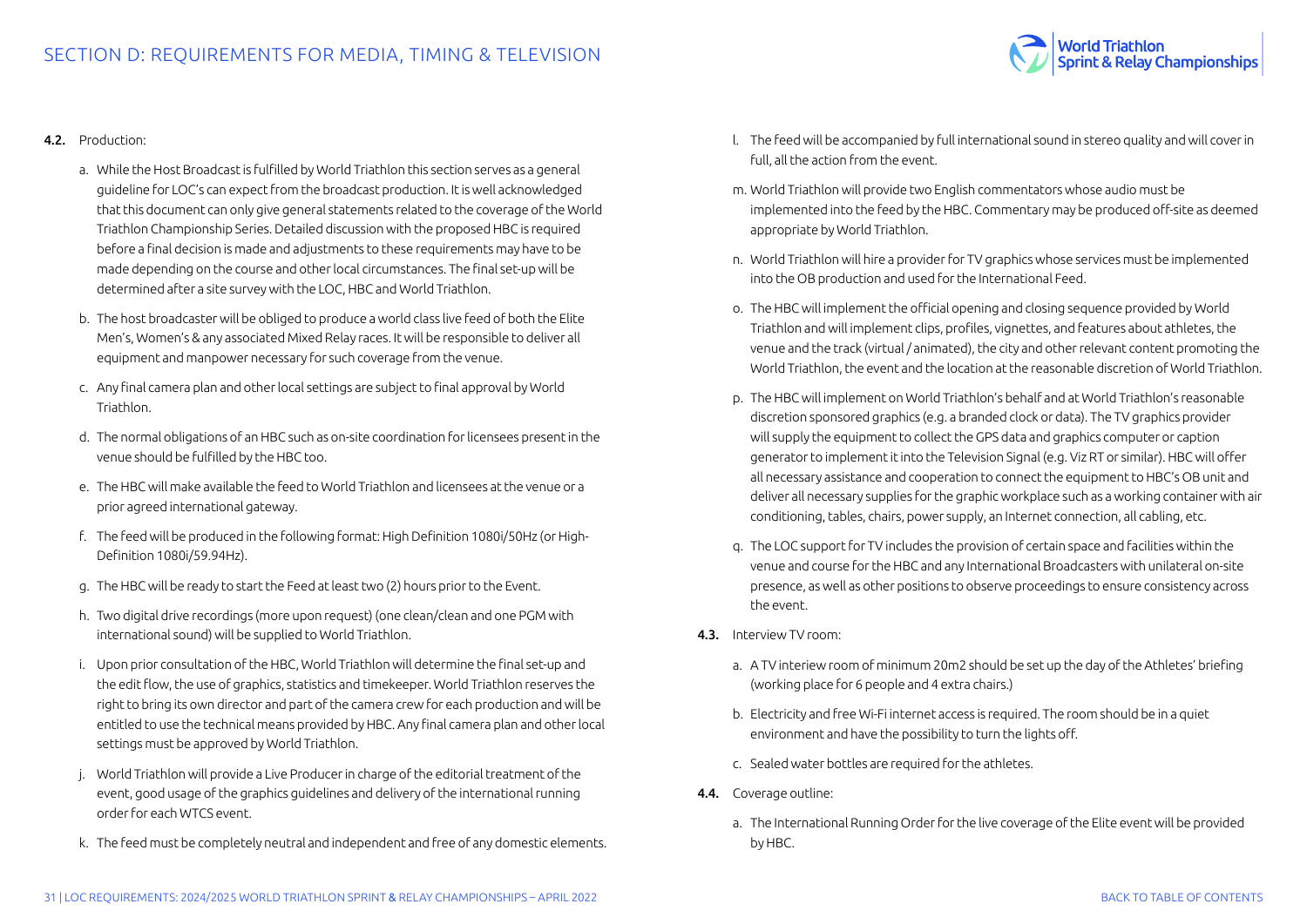**4.2.** Production:

a. While the Host Broadcast is fulfilled by World Triathlon this section serves as a general guideline for LOC's can expect from the broadcast production. It is well acknowledged that this document can only give general statements related to the coverage of the World Triathlon Championship Series. Detailed discussion with the proposed HBC is required before a final decision is made and adjustments to these requirements may have to be made depending on the course and other local circumstances. The final set-up will be determined after a site survey with the LOC, HBC and World Triathlon.

b. The host broadcaster will be obliged to produce a world class live feed of both the Elite Men's, Women's & any associated Mixed Relay races. It will be responsible to deliver all equipment and manpower necessary for such coverage from the venue.

c. Any final camera plan and other local settings are subject to final approval by World Triathlon.

d. The normal obligations of an HBC such as on-site coordination for licensees present in the venue should be fulfilled by the HBC too.

e. The HBC will make available the feed to World Triathlon and licensees at the venue or a prior agreed international gateway.

f. The feed will be produced in the following format: High Definition 1080i/50Hz (or High-Definition 1080i/59.94Hz).

g. The HBC will be ready to start the Feed at least two (2) hours prior to the Event.

h. Two digital drive recordings (more upon request) (one clean/clean and one PGM with international sound) will be supplied to World Triathlon.

i. Upon prior consultation of the HBC, World Triathlon will determine the final set-up and the edit flow, the use of graphics, statistics and timekeeper. World Triathlon reserves the right to bring its own director and part of the camera crew for each production and will be entitled to use the technical means provided by HBC. Any final camera plan and other local settings must be approved by World Triathlon.

j. World Triathlon will provide a Live Producer in charge of the editorial treatment of the event, good usage of the graphics guidelines and delivery of the international running order for each WTCS event.

k. The feed must be completely neutral and independent and free of any domestic elements.

l. The feed will be accompanied by full international sound in stereo quality and will cover in full, all the action from the event.

m. World Triathlon will provide two English commentators whose audio must be implemented into the feed by the HBC. Commentary may be produced off-site as deemed appropriate by World Triathlon.

n. World Triathlon will hire a provider for TV graphics whose services must be implemented into the OB production and used for the International Feed.

o. The HBC will implement the official opening and closing sequence provided by World Triathlon and will implement clips, profiles, vignettes, and features about athletes, the venue and the track (virtual / animated), the city and other relevant content promoting the World Triathlon, the event and the location at the reasonable discretion of World Triathlon.

p. The HBC will implement on World Triathlon's behalf and at World Triathlon's reasonable discretion sponsored graphics (e.g. a branded clock or data). The TV graphics provider will supply the equipment to collect the GPS data and graphics computer or caption generator to implement it into the Television Signal (e.g. Viz RT or similar). HBC will offer all necessary assistance and cooperation to connect the equipment to HBC's OB unit and deliver all necessary supplies for the graphic workplace such as a working container with air conditioning, tables, chairs, power supply, an Internet connection, all cabling, etc.

q. The LOC support for TV includes the provision of certain space and facilities within the venue and course for the HBC and any International Broadcasters with unilateral on-site presence, as well as other positions to observe proceedings to ensure consistency across the event.

**4.3.** Interview TV room:

a. A TV interiew room of minimum 20m2 should be set up the day of the Athletes' briefing (working place for 6 people and 4 extra chairs.)

b. Electricity and free Wi-Fi internet access is required. The room should be in a quiet environment and have the possibility to turn the lights off.

c. Sealed water bottles are required for the athletes.

**4.4.** Coverage outline:

a. The International Running Order for the live coverage of the Elite event will be provided by HBC.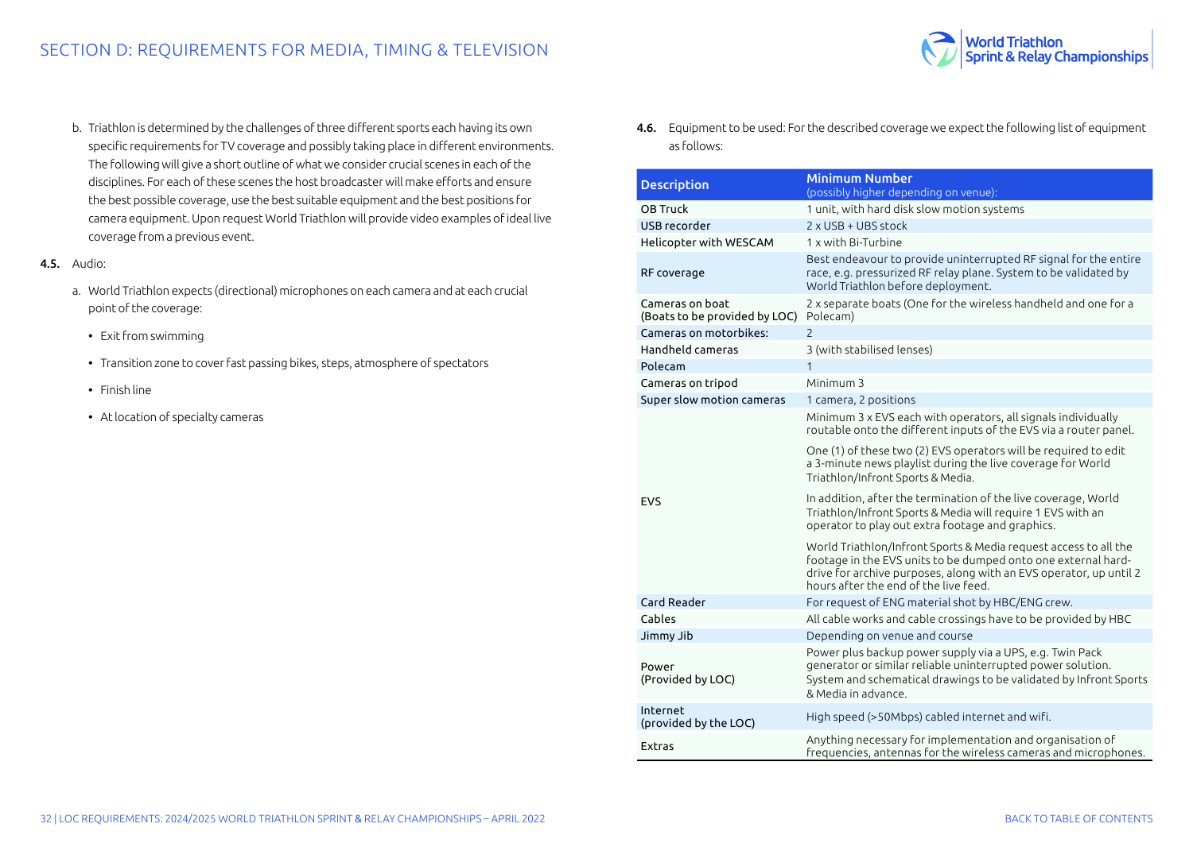b. Triathlon is determined by the challenges of three different sports each having its own specific requirements for TV coverage and possibly taking place in different environments. The following will give a short outline of what we consider crucial scenes in each of the disciplines. For each of these scenes the host broadcaster will make efforts and ensure the best possible coverage, use the best suitable equipment and the best positions for camera equipment. Upon request World Triathlon will provide video examples of ideal live coverage from a previous event.

**4.5.** Audio:

a. World Triathlon expects (directional) microphones on each camera and at each crucial point of the coverage:

- Exit from swimming
- Transition zone to cover fast passing bikes, steps, atmosphere of spectators
- Finish line
- At location of specialty cameras

**4.6.** Equipment to be used: For the described coverage we expect the following list of equipment as follows:

| Description | Minimum Number (possibly higher depending on venue): |
|---|---|
| OB Truck | 1 unit, with hard disk slow motion systems |
| USB recorder | 2 x USB + UBS stock |
| Helicopter with WESCAM | 1 x with Bi-Turbine |
| RF coverage | Best endeavour to provide uninterrupted RF signal for the entire race, e.g. pressurized RF relay plane. System to be validated by World Triathlon before deployment. |
| Cameras on boat (Boats to be provided by LOC) | 2 x separate boats (One for the wireless handheld and one for a Polecam) |
| Cameras on motorbikes: | 2 |
| Handheld cameras | 3 (with stabilised lenses) |
| Polecam | 1 |
| Cameras on tripod | Minimum 3 |
| Super slow motion cameras | 1 camera, 2 positions |
| EVS | Minimum 3 x EVS each with operators, all signals individually routable onto the different inputs of the EVS via a router panel.<br><br>One (1) of these two (2) EVS operators will be required to edit a 3-minute news playlist during the live coverage for World Triathlon/Infront Sports & Media.<br><br>In addition, after the termination of the live coverage, World Triathlon/Infront Sports & Media will require 1 EVS with an operator to play out extra footage and graphics.<br><br>World Triathlon/Infront Sports & Media request access to all the footage in the EVS units to be dumped onto one external hard-drive for archive purposes, along with an EVS operator, up until 2 hours after the end of the live feed. |
| Card Reader | For request of ENG material shot by HBC/ENG crew. |
| Cables | All cable works and cable crossings have to be provided by HBC |
| Jimmy Jib | Depending on venue and course |
| Power (Provided by LOC) | Power plus backup power supply via a UPS, e.g. Twin Pack generator or similar reliable uninterrupted power solution. System and schematical drawings to be validated by Infront Sports & Media in advance. |
| Internet (provided by the LOC) | High speed (>50Mbps) cabled internet and wifi. |
| Extras | Anything necessary for implementation and organisation of frequencies, antennas for the wireless cameras and microphones. |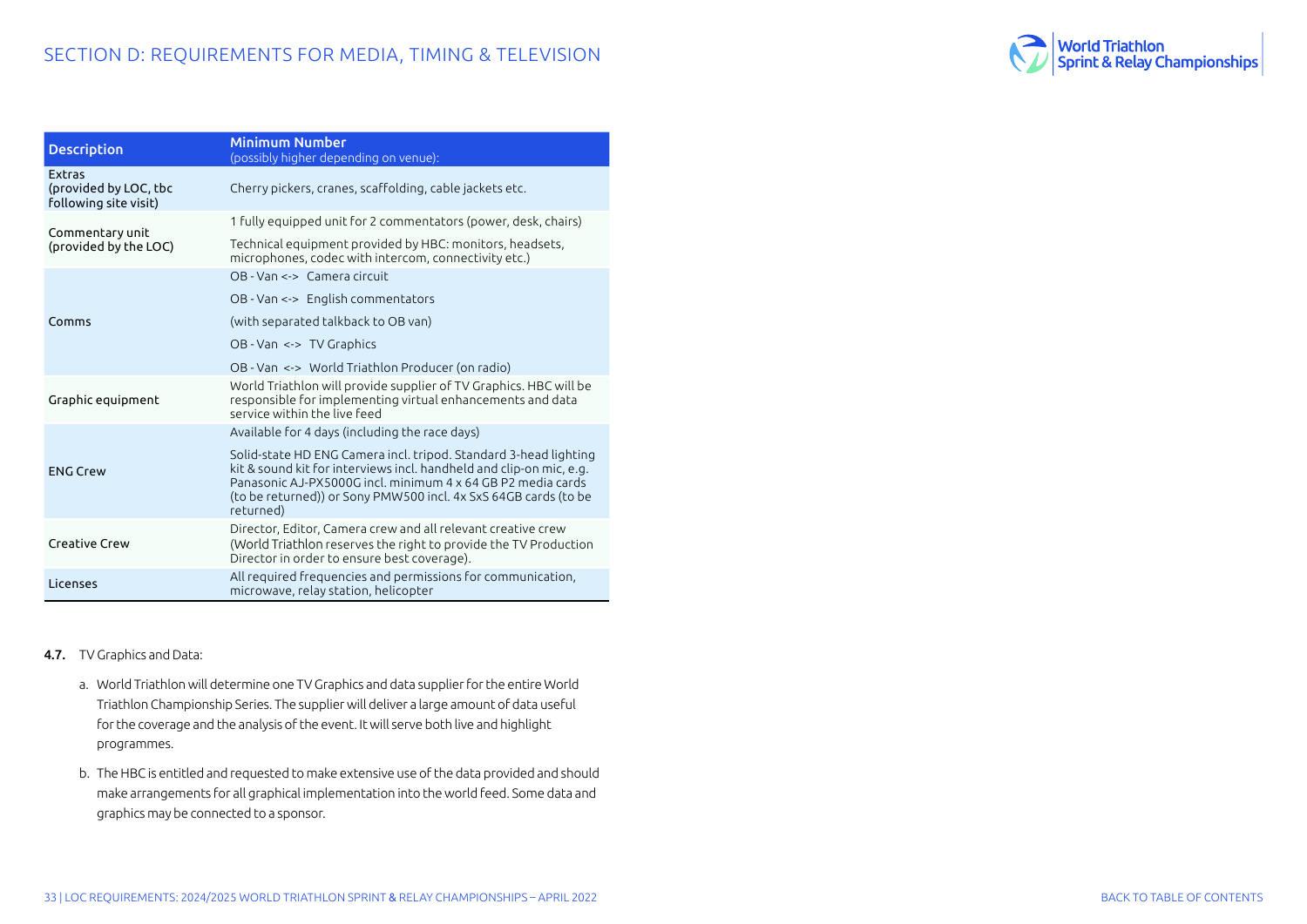# SECTION D: REQUIREMENTS FOR MEDIA, TIMING & TELEVISION

| Description | Minimum Number (possibly higher depending on venue): |
|---|---|
| Extras (provided by LOC, tbc following site visit) | Cherry pickers, cranes, scaffolding, cable jackets etc. |
| Commentary unit (provided by the LOC) | 1 fully equipped unit for 2 commentators (power, desk, chairs)<br>Technical equipment provided by HBC: monitors, headsets, microphones, codec with intercom, connectivity etc.) |
| Comms | OB - Van <-> Camera circuit<br>OB - Van <-> English commentators<br>(with separated talkback to OB van)<br>OB - Van <-> TV Graphics<br>OB - Van <-> World Triathlon Producer (on radio) |
| Graphic equipment | World Triathlon will provide supplier of TV Graphics. HBC will be responsible for implementing virtual enhancements and data service within the live feed |
| ENG Crew | Available for 4 days (including the race days)<br>Solid-state HD ENG Camera incl. tripod. Standard 3-head lighting kit & sound kit for interviews incl. handheld and clip-on mic, e.g. Panasonic AJ-PX5000G incl. minimum 4 x 64 GB P2 media cards (to be returned)) or Sony PMW500 incl. 4x SxS 64GB cards (to be returned) |
| Creative Crew | Director, Editor, Camera crew and all relevant creative crew (World Triathlon reserves the right to provide the TV Production Director in order to ensure best coverage). |
| Licenses | All required frequencies and permissions for communication, microwave, relay station, helicopter |

**4.7.** TV Graphics and Data:

a. World Triathlon will determine one TV Graphics and data supplier for the entire World Triathlon Championship Series. The supplier will deliver a large amount of data useful for the coverage and the analysis of the event. It will serve both live and highlight programmes.

b. The HBC is entitled and requested to make extensive use of the data provided and should make arrangements for all graphical implementation into the world feed. Some data and graphics may be connected to a sponsor.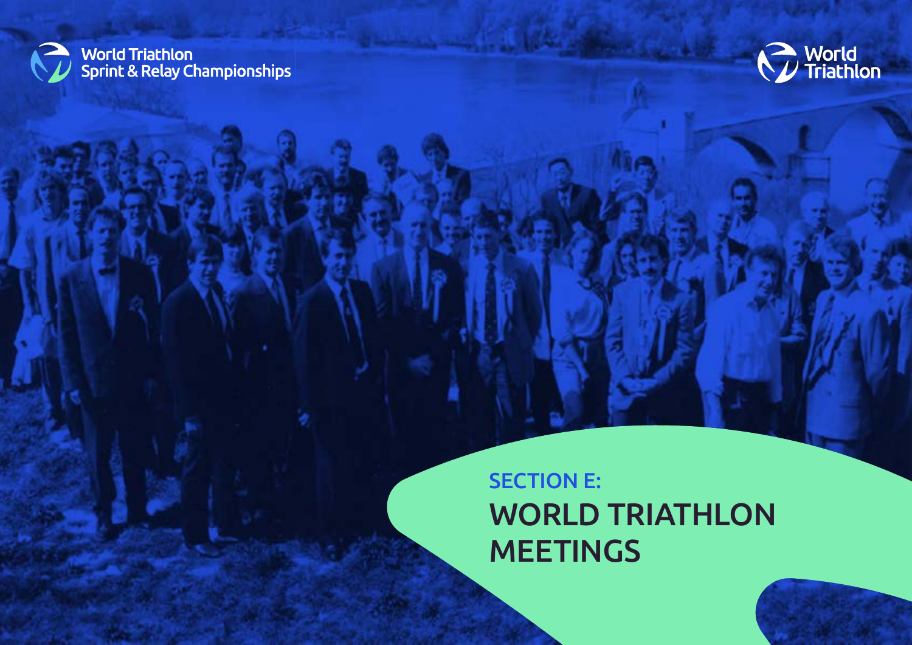# SECTION E:

# WORLD TRIATHLON MEETINGS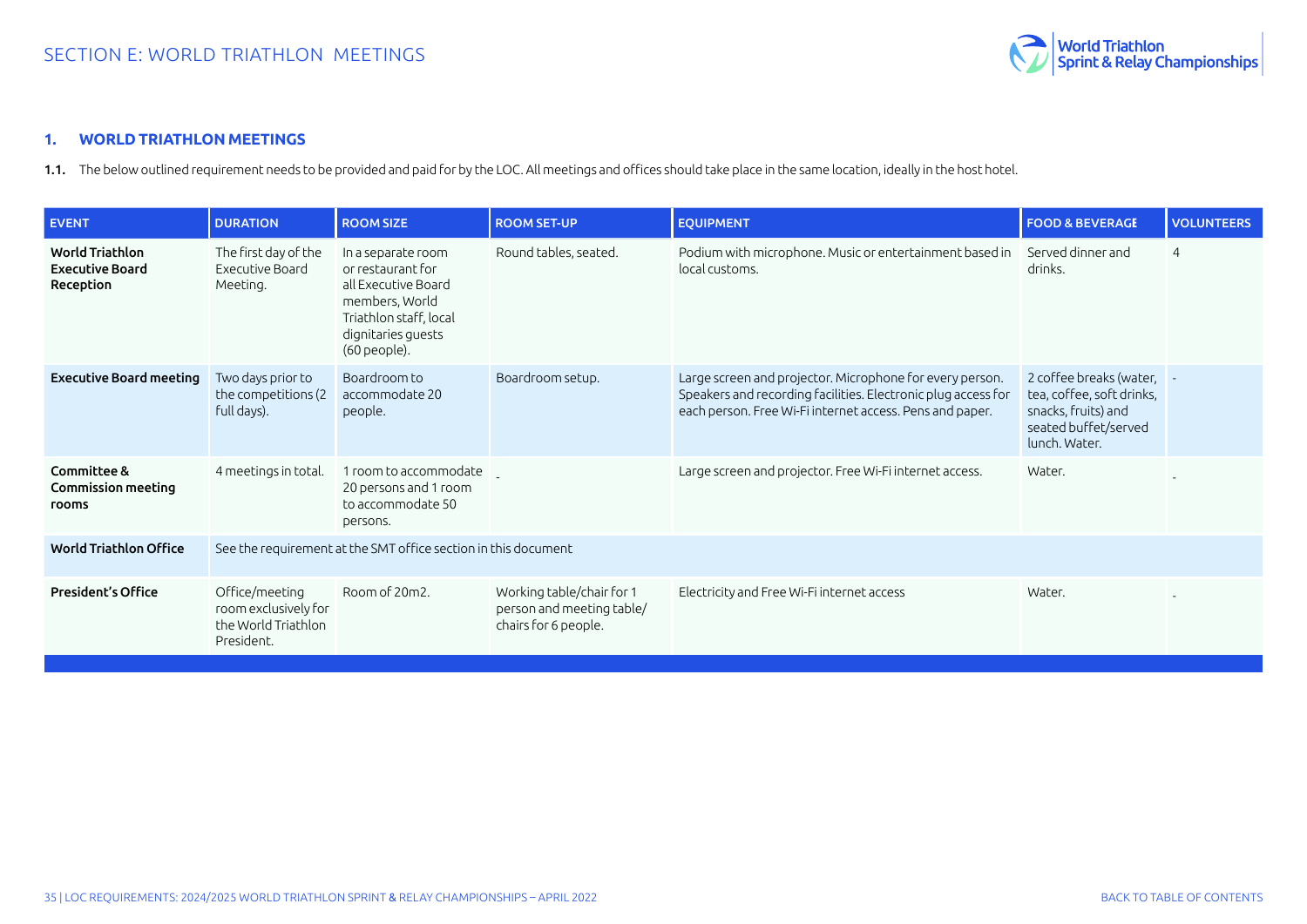## SECTION E: WORLD TRIATHLON MEETINGS

### 1. WORLD TRIATHLON MEETINGS

**1.1.** The below outlined requirement needs to be provided and paid for by the LOC. All meetings and offices should take place in the same location, ideally in the host hotel.

| EVENT | DURATION | ROOM SIZE | ROOM SET-UP | EQUIPMENT | FOOD & BEVERAGE | VOLUNTEERS |
|---|---|---|---|---|---|---|
| **World Triathlon Executive Board Reception** | The first day of the Executive Board Meeting. | In a separate room or restaurant for all Executive Board members, World Triathlon staff, local dignitaries guests (60 people). | Round tables, seated. | Podium with microphone. Music or entertainment based in local customs. | Served dinner and drinks. | 4 |
| **Executive Board meeting** | Two days prior to the competitions (2 full days). | Boardroom to accommodate 20 people. | Boardroom setup. | Large screen and projector. Microphone for every person. Speakers and recording facilities. Electronic plug access for each person. Free Wi-Fi internet access. Pens and paper. | 2 coffee breaks (water, tea, coffee, soft drinks, snacks, fruits) and seated buffet/served lunch. Water. | - |
| **Committee & Commission meeting rooms** | 4 meetings in total. | 1 room to accommodate 20 persons and 1 room to accommodate 50 persons. | - | Large screen and projector. Free Wi-Fi internet access. | Water. | - |
| **World Triathlon Office** | See the requirement at the SMT office section in this document | | | | | |
| **President's Office** | Office/meeting room exclusively for the World Triathlon President. | Room of 20m2. | Working table/chair for 1 person and meeting table/ chairs for 6 people. | Electricity and Free Wi-Fi internet access | Water. | - |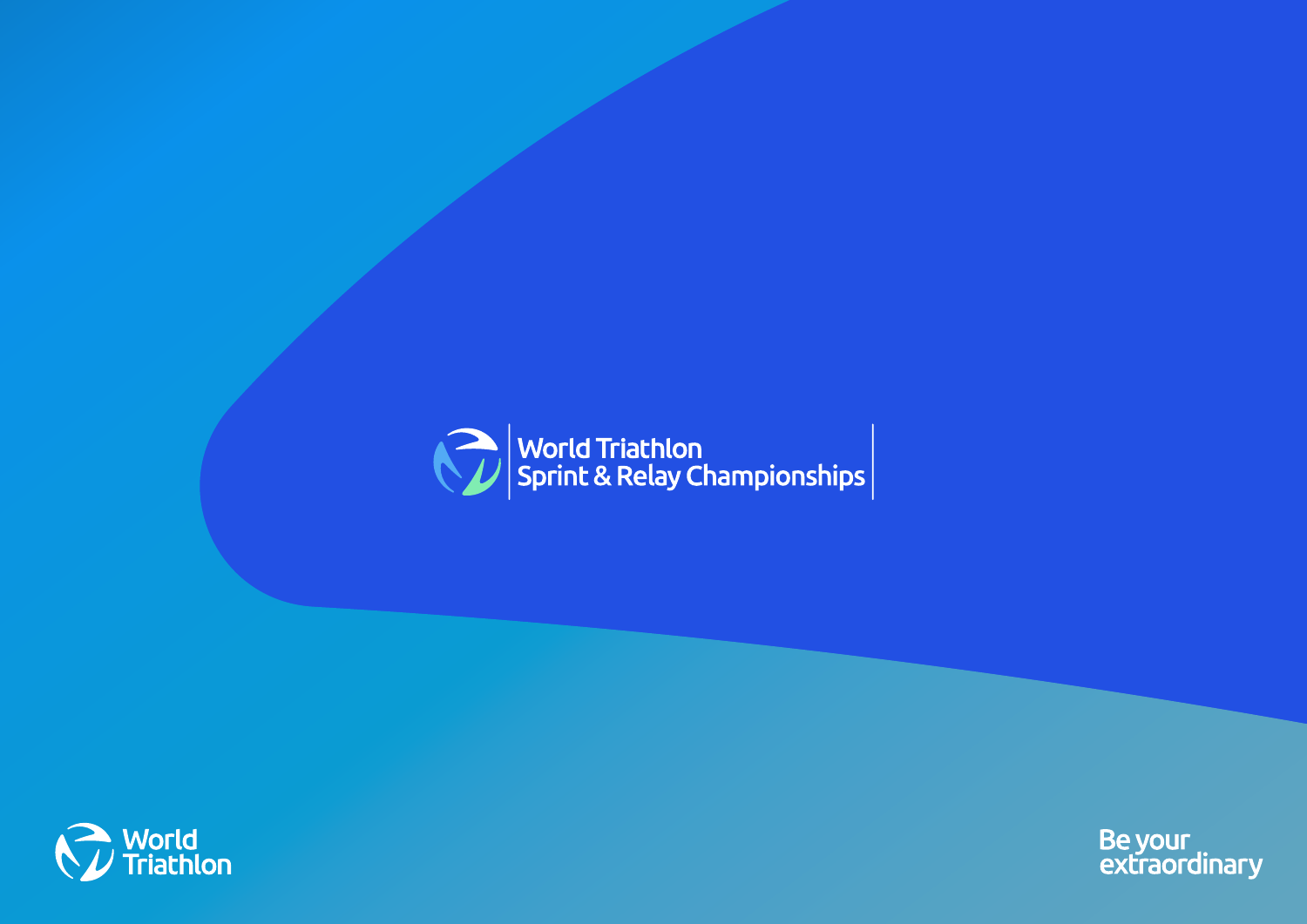World Triathlon
Sprint & Relay Championships

World Triathlon

Be your extraordinary